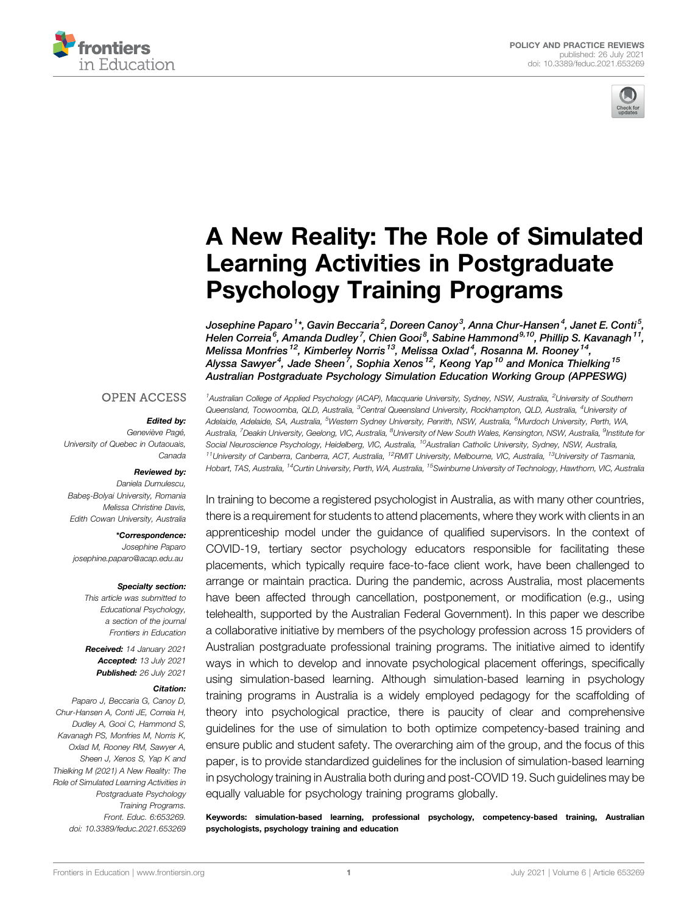POLICY AND PRACTICE REVIEWS
published: 26 July 2021
doi: 10.3389/feduc.2021.653269

# A New Reality: The Role of Simulated Learning Activities in Postgraduate Psychology Training Programs

**Josephine Paparo[1]*, Gavin Beccaria[2], Doreen Canoy[3], Anna Chur-Hansen[4], Janet E. Conti[5], Helen Correia[6], Amanda Dudley[7], Chien Gooi[8], Sabine Hammond[9,10], Phillip S. Kavanagh[11], Melissa Monfries[12], Kimberley Norris[13], Melissa Oxlad[4], Rosanna M. Rooney[14], Alyssa Sawyer[4], Jade Sheen[7], Sophia Xenos[12], Keong Yap[10] and Monica Thielking[15]**
**Australian Postgraduate Psychology Simulation Education Working Group (APPESWG)**

*[1]Australian College of Applied Psychology (ACAP), Macquarie University, Sydney, NSW, Australia, [2]University of Southern Queensland, Toowoomba, QLD, Australia, [3]Central Queensland University, Rockhampton, QLD, Australia, [4]University of Adelaide, Adelaide, SA, Australia, [5]Western Sydney University, Penrith, NSW, Australia, [6]Murdoch University, Perth, WA, Australia, [7]Deakin University, Geelong, VIC, Australia, [8]University of New South Wales, Kensington, NSW, Australia, [9]Institute for Social Neuroscience Psychology, Heidelberg, VIC, Australia, [10]Australian Catholic University, Sydney, NSW, Australia, [11]University of Canberra, Canberra, ACT, Australia, [12]RMIT University, Melbourne, VIC, Australia, [13]University of Tasmania, Hobart, TAS, Australia, [14]Curtin University, Perth, WA, Australia, [15]Swinburne University of Technology, Hawthorn, VIC, Australia*

OPEN ACCESS

***Edited by:***
Geneviève Pagé,
University of Quebec in Outaouais, Canada

***Reviewed by:***
Daniela Dumulescu,
Babeş-Bolyai University, Romania
Melissa Christine Davis,
Edith Cowan University, Australia

***\*Correspondence:***
Josephine Paparo
josephine.paparo@acap.edu.au

***Specialty section:***
This article was submitted to Educational Psychology, a section of the journal Frontiers in Education

**Received:** 14 January 2021
**Accepted:** 13 July 2021
**Published:** 26 July 2021

***Citation:***
Paparo J, Beccaria G, Canoy D, Chur-Hansen A, Conti JE, Correia H, Dudley A, Gooi C, Hammond S, Kavanagh PS, Monfries M, Norris K, Oxlad M, Rooney RM, Sawyer A, Sheen J, Xenos S, Yap K and Thielking M (2021) A New Reality: The Role of Simulated Learning Activities in Postgraduate Psychology Training Programs. Front. Educ. 6:653269. doi: 10.3389/feduc.2021.653269

In training to become a registered psychologist in Australia, as with many other countries, there is a requirement for students to attend placements, where they work with clients in an apprenticeship model under the guidance of qualified supervisors. In the context of COVID-19, tertiary sector psychology educators responsible for facilitating these placements, which typically require face-to-face client work, have been challenged to arrange or maintain practica. During the pandemic, across Australia, most placements have been affected through cancellation, postponement, or modification (e.g., using telehealth, supported by the Australian Federal Government). In this paper we describe a collaborative initiative by members of the psychology profession across 15 providers of Australian postgraduate professional training programs. The initiative aimed to identify ways in which to develop and innovate psychological placement offerings, specifically using simulation-based learning. Although simulation-based learning in psychology training programs in Australia is a widely employed pedagogy for the scaffolding of theory into psychological practice, there is paucity of clear and comprehensive guidelines for the use of simulation to both optimize competency-based training and ensure public and student safety. The overarching aim of the group, and the focus of this paper, is to provide standardized guidelines for the inclusion of simulation-based learning in psychology training in Australia both during and post-COVID 19. Such guidelines may be equally valuable for psychology training programs globally.

**Keywords: simulation-based learning, professional psychology, competency-based training, Australian psychologists, psychology training and education**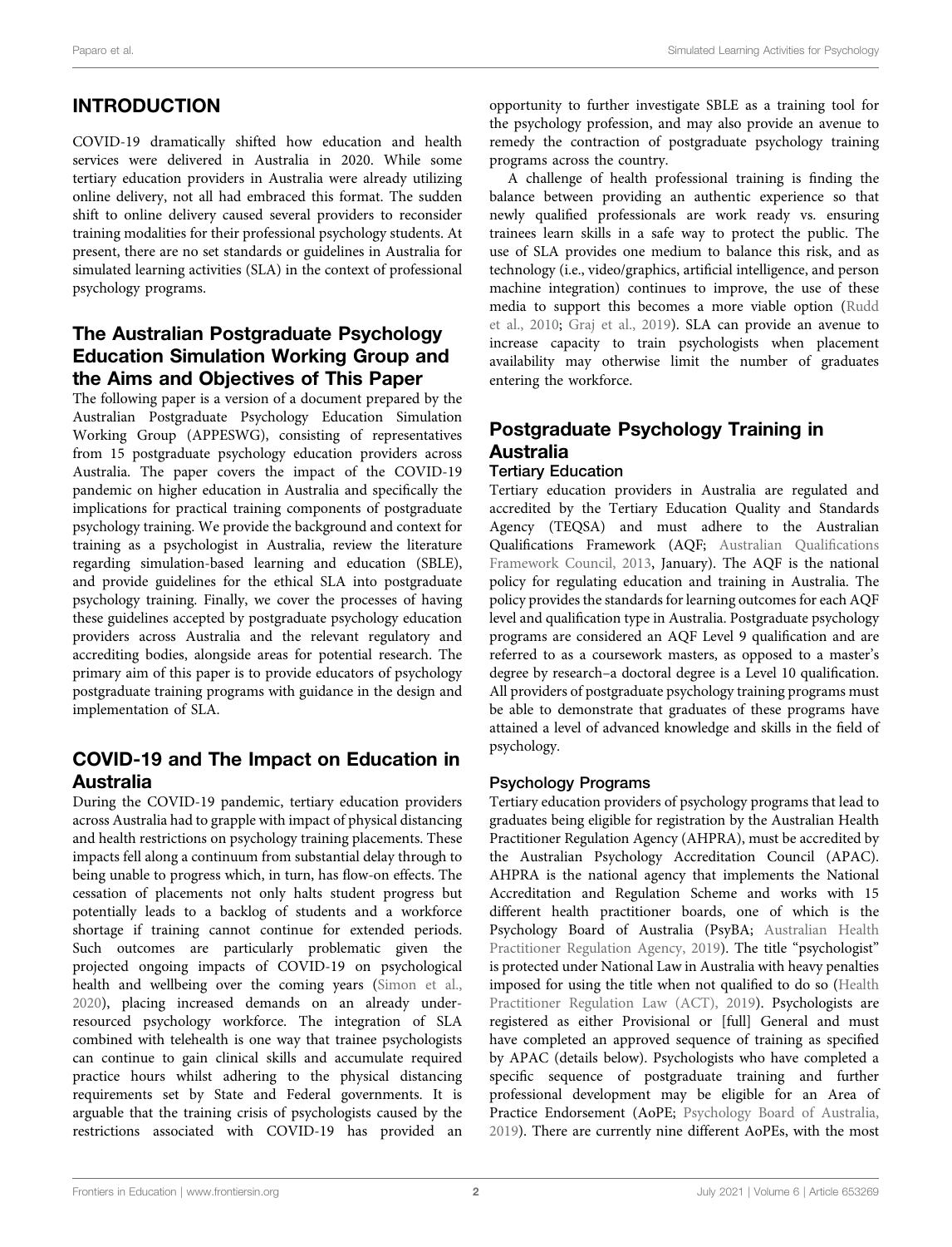## INTRODUCTION

COVID-19 dramatically shifted how education and health services were delivered in Australia in 2020. While some tertiary education providers in Australia were already utilizing online delivery, not all had embraced this format. The sudden shift to online delivery caused several providers to reconsider training modalities for their professional psychology students. At present, there are no set standards or guidelines in Australia for simulated learning activities (SLA) in the context of professional psychology programs.

### The Australian Postgraduate Psychology Education Simulation Working Group and the Aims and Objectives of This Paper

The following paper is a version of a document prepared by the Australian Postgraduate Psychology Education Simulation Working Group (APPESWG), consisting of representatives from 15 postgraduate psychology education providers across Australia. The paper covers the impact of the COVID-19 pandemic on higher education in Australia and specifically the implications for practical training components of postgraduate psychology training. We provide the background and context for training as a psychologist in Australia, review the literature regarding simulation-based learning and education (SBLE), and provide guidelines for the ethical SLA into postgraduate psychology training. Finally, we cover the processes of having these guidelines accepted by postgraduate psychology education providers across Australia and the relevant regulatory and accrediting bodies, alongside areas for potential research. The primary aim of this paper is to provide educators of psychology postgraduate training programs with guidance in the design and implementation of SLA.

## COVID-19 and The Impact on Education in Australia

During the COVID-19 pandemic, tertiary education providers across Australia had to grapple with impact of physical distancing and health restrictions on psychology training placements. These impacts fell along a continuum from substantial delay through to being unable to progress which, in turn, has flow-on effects. The cessation of placements not only halts student progress but potentially leads to a backlog of students and a workforce shortage if training cannot continue for extended periods. Such outcomes are particularly problematic given the projected ongoing impacts of COVID-19 on psychological health and wellbeing over the coming years (Simon et al., 2020), placing increased demands on an already under-resourced psychology workforce. The integration of SLA combined with telehealth is one way that trainee psychologists can continue to gain clinical skills and accumulate required practice hours whilst adhering to the physical distancing requirements set by State and Federal governments. It is arguable that the training crisis of psychologists caused by the restrictions associated with COVID-19 has provided an opportunity to further investigate SBLE as a training tool for the psychology profession, and may also provide an avenue to remedy the contraction of postgraduate psychology training programs across the country.

A challenge of health professional training is finding the balance between providing an authentic experience so that newly qualified professionals are work ready vs. ensuring trainees learn skills in a safe way to protect the public. The use of SLA provides one medium to balance this risk, and as technology (i.e., video/graphics, artificial intelligence, and person machine integration) continues to improve, the use of these media to support this becomes a more viable option (Rudd et al., 2010; Graj et al., 2019). SLA can provide an avenue to increase capacity to train psychologists when placement availability may otherwise limit the number of graduates entering the workforce.

## Postgraduate Psychology Training in Australia

### Tertiary Education

Tertiary education providers in Australia are regulated and accredited by the Tertiary Education Quality and Standards Agency (TEQSA) and must adhere to the Australian Qualifications Framework (AQF; Australian Qualifications Framework Council, 2013, January). The AQF is the national policy for regulating education and training in Australia. The policy provides the standards for learning outcomes for each AQF level and qualification type in Australia. Postgraduate psychology programs are considered an AQF Level 9 qualification and are referred to as a coursework masters, as opposed to a master's degree by research–a doctoral degree is a Level 10 qualification. All providers of postgraduate psychology training programs must be able to demonstrate that graduates of these programs have attained a level of advanced knowledge and skills in the field of psychology.

### Psychology Programs

Tertiary education providers of psychology programs that lead to graduates being eligible for registration by the Australian Health Practitioner Regulation Agency (AHPRA), must be accredited by the Australian Psychology Accreditation Council (APAC). AHPRA is the national agency that implements the National Accreditation and Regulation Scheme and works with 15 different health practitioner boards, one of which is the Psychology Board of Australia (PsyBA; Australian Health Practitioner Regulation Agency, 2019). The title "psychologist" is protected under National Law in Australia with heavy penalties imposed for using the title when not qualified to do so (Health Practitioner Regulation Law (ACT), 2019). Psychologists are registered as either Provisional or [full] General and must have completed an approved sequence of training as specified by APAC (details below). Psychologists who have completed a specific sequence of postgraduate training and further professional development may be eligible for an Area of Practice Endorsement (AoPE; Psychology Board of Australia, 2019). There are currently nine different AoPEs, with the most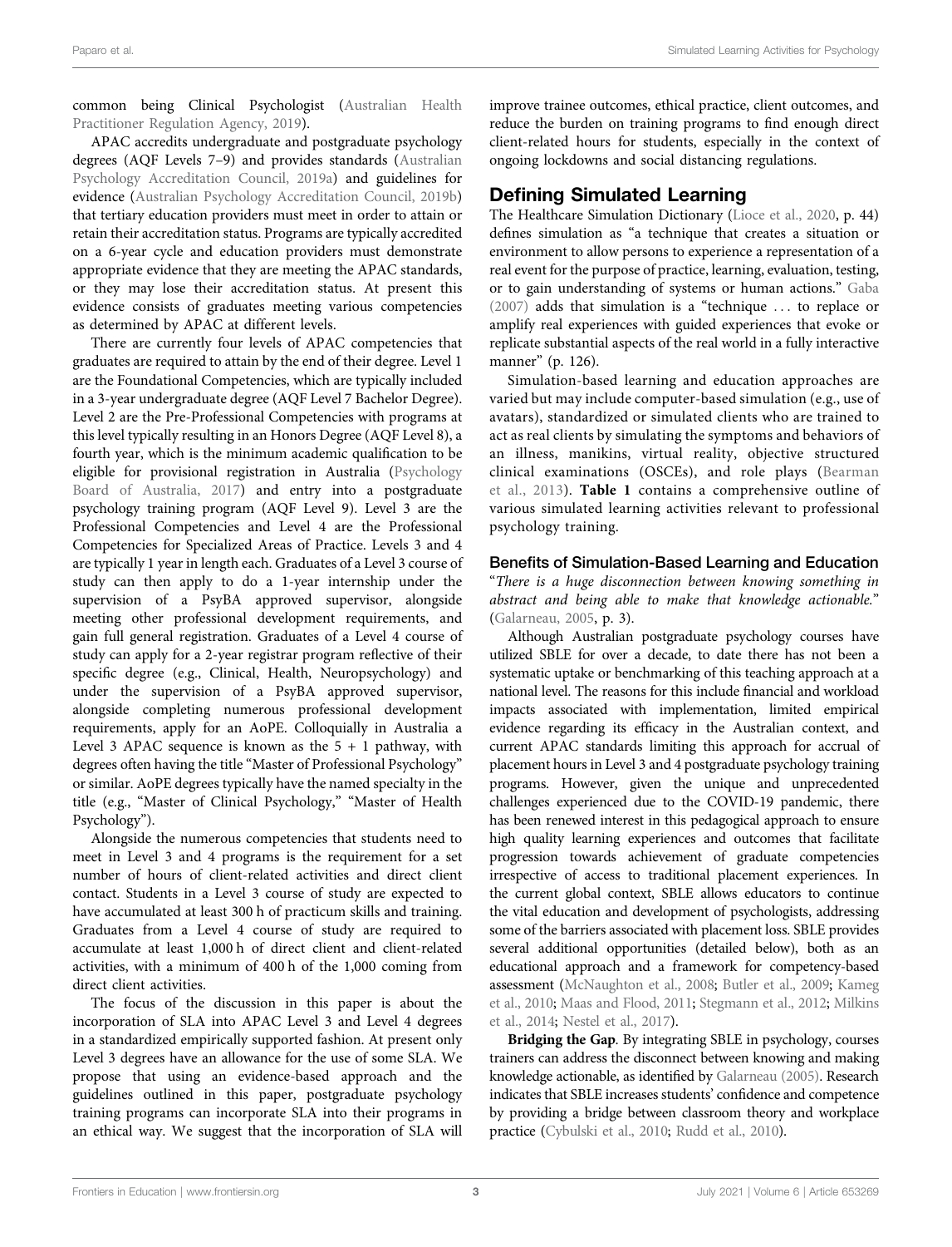common being Clinical Psychologist (Australian Health Practitioner Regulation Agency, 2019).

APAC accredits undergraduate and postgraduate psychology degrees (AQF Levels 7–9) and provides standards (Australian Psychology Accreditation Council, 2019a) and guidelines for evidence (Australian Psychology Accreditation Council, 2019b) that tertiary education providers must meet in order to attain or retain their accreditation status. Programs are typically accredited on a 6-year cycle and education providers must demonstrate appropriate evidence that they are meeting the APAC standards, or they may lose their accreditation status. At present this evidence consists of graduates meeting various competencies as determined by APAC at different levels.

There are currently four levels of APAC competencies that graduates are required to attain by the end of their degree. Level 1 are the Foundational Competencies, which are typically included in a 3-year undergraduate degree (AQF Level 7 Bachelor Degree). Level 2 are the Pre-Professional Competencies with programs at this level typically resulting in an Honors Degree (AQF Level 8), a fourth year, which is the minimum academic qualification to be eligible for provisional registration in Australia (Psychology Board of Australia, 2017) and entry into a postgraduate psychology training program (AQF Level 9). Level 3 are the Professional Competencies and Level 4 are the Professional Competencies for Specialized Areas of Practice. Levels 3 and 4 are typically 1 year in length each. Graduates of a Level 3 course of study can then apply to do a 1-year internship under the supervision of a PsyBA approved supervisor, alongside meeting other professional development requirements, and gain full general registration. Graduates of a Level 4 course of study can apply for a 2-year registrar program reflective of their specific degree (e.g., Clinical, Health, Neuropsychology) and under the supervision of a PsyBA approved supervisor, alongside completing numerous professional development requirements, apply for an AoPE. Colloquially in Australia a Level 3 APAC sequence is known as the 5 + 1 pathway, with degrees often having the title "Master of Professional Psychology" or similar. AoPE degrees typically have the named specialty in the title (e.g., "Master of Clinical Psychology," "Master of Health Psychology").

Alongside the numerous competencies that students need to meet in Level 3 and 4 programs is the requirement for a set number of hours of client-related activities and direct client contact. Students in a Level 3 course of study are expected to have accumulated at least 300 h of practicum skills and training. Graduates from a Level 4 course of study are required to accumulate at least 1,000 h of direct client and client-related activities, with a minimum of 400 h of the 1,000 coming from direct client activities.

The focus of the discussion in this paper is about the incorporation of SLA into APAC Level 3 and Level 4 degrees in a standardized empirically supported fashion. At present only Level 3 degrees have an allowance for the use of some SLA. We propose that using an evidence-based approach and the guidelines outlined in this paper, postgraduate psychology training programs can incorporate SLA into their programs in an ethical way. We suggest that the incorporation of SLA will improve trainee outcomes, ethical practice, client outcomes, and reduce the burden on training programs to find enough direct client-related hours for students, especially in the context of ongoing lockdowns and social distancing regulations.

## Defining Simulated Learning

The Healthcare Simulation Dictionary (Lioce et al., 2020, p. 44) defines simulation as "a technique that creates a situation or environment to allow persons to experience a representation of a real event for the purpose of practice, learning, evaluation, testing, or to gain understanding of systems or human actions." Gaba (2007) adds that simulation is a "technique … to replace or amplify real experiences with guided experiences that evoke or replicate substantial aspects of the real world in a fully interactive manner" (p. 126).

Simulation-based learning and education approaches are varied but may include computer-based simulation (e.g., use of avatars), standardized or simulated clients who are trained to act as real clients by simulating the symptoms and behaviors of an illness, manikins, virtual reality, objective structured clinical examinations (OSCEs), and role plays (Bearman et al., 2013). **Table 1** contains a comprehensive outline of various simulated learning activities relevant to professional psychology training.

### Benefits of Simulation-Based Learning and Education

"*There is a huge disconnection between knowing something in abstract and being able to make that knowledge actionable.*" (Galarneau, 2005, p. 3).

Although Australian postgraduate psychology courses have utilized SBLE for over a decade, to date there has not been a systematic uptake or benchmarking of this teaching approach at a national level. The reasons for this include financial and workload impacts associated with implementation, limited empirical evidence regarding its efficacy in the Australian context, and current APAC standards limiting this approach for accrual of placement hours in Level 3 and 4 postgraduate psychology training programs. However, given the unique and unprecedented challenges experienced due to the COVID-19 pandemic, there has been renewed interest in this pedagogical approach to ensure high quality learning experiences and outcomes that facilitate progression towards achievement of graduate competencies irrespective of access to traditional placement experiences. In the current global context, SBLE allows educators to continue the vital education and development of psychologists, addressing some of the barriers associated with placement loss. SBLE provides several additional opportunities (detailed below), both as an educational approach and a framework for competency-based assessment (McNaughton et al., 2008; Butler et al., 2009; Kameg et al., 2010; Maas and Flood, 2011; Stegmann et al., 2012; Milkins et al., 2014; Nestel et al., 2017).

**Bridging the Gap**. By integrating SBLE in psychology, courses trainers can address the disconnect between knowing and making knowledge actionable, as identified by Galarneau (2005). Research indicates that SBLE increases students' confidence and competence by providing a bridge between classroom theory and workplace practice (Cybulski et al., 2010; Rudd et al., 2010).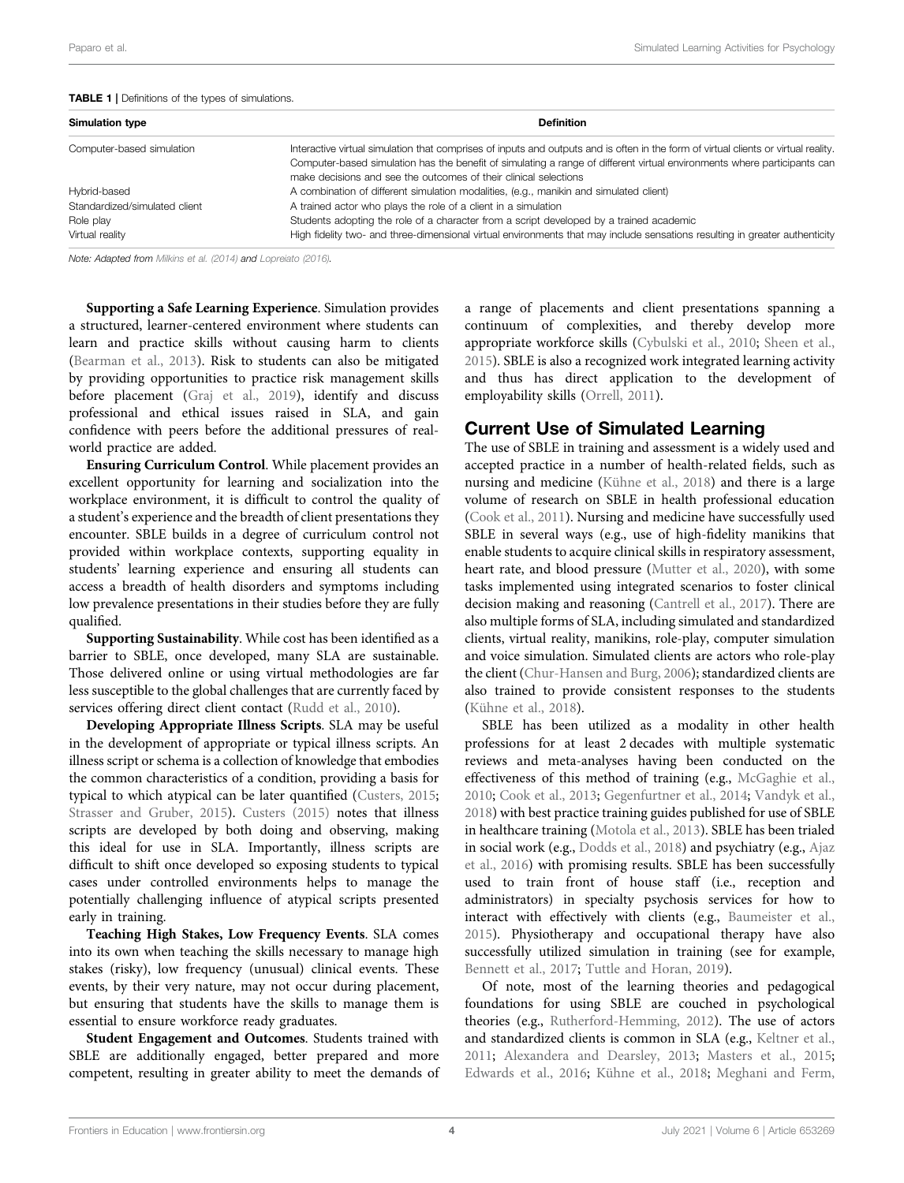**TABLE 1** | Definitions of the types of simulations.

| Simulation type | Definition |
|---|---|
| Computer-based simulation | Interactive virtual simulation that comprises of inputs and outputs and is often in the form of virtual clients or virtual reality. Computer-based simulation has the benefit of simulating a range of different virtual environments where participants can make decisions and see the outcomes of their clinical selections |
| Hybrid-based | A combination of different simulation modalities, (e.g., manikin and simulated client) |
| Standardized/simulated client | A trained actor who plays the role of a client in a simulation |
| Role play | Students adopting the role of a character from a script developed by a trained academic |
| Virtual reality | High fidelity two- and three-dimensional virtual environments that may include sensations resulting in greater authenticity |

*Note: Adapted from Milkins et al. (2014) and Lopreiato (2016).*

**Supporting a Safe Learning Experience**. Simulation provides a structured, learner-centered environment where students can learn and practice skills without causing harm to clients (Bearman et al., 2013). Risk to students can also be mitigated by providing opportunities to practice risk management skills before placement (Graj et al., 2019), identify and discuss professional and ethical issues raised in SLA, and gain confidence with peers before the additional pressures of real-world practice are added.

**Ensuring Curriculum Control**. While placement provides an excellent opportunity for learning and socialization into the workplace environment, it is difficult to control the quality of a student's experience and the breadth of client presentations they encounter. SBLE builds in a degree of curriculum control not provided within workplace contexts, supporting equality in students' learning experience and ensuring all students can access a breadth of health disorders and symptoms including low prevalence presentations in their studies before they are fully qualified.

**Supporting Sustainability**. While cost has been identified as a barrier to SBLE, once developed, many SLA are sustainable. Those delivered online or using virtual methodologies are far less susceptible to the global challenges that are currently faced by services offering direct client contact (Rudd et al., 2010).

**Developing Appropriate Illness Scripts**. SLA may be useful in the development of appropriate or typical illness scripts. An illness script or schema is a collection of knowledge that embodies the common characteristics of a condition, providing a basis for typical to which atypical can be later quantified (Custers, 2015; Strasser and Gruber, 2015). Custers (2015) notes that illness scripts are developed by both doing and observing, making this ideal for use in SLA. Importantly, illness scripts are difficult to shift once developed so exposing students to typical cases under controlled environments helps to manage the potentially challenging influence of atypical scripts presented early in training.

**Teaching High Stakes, Low Frequency Events**. SLA comes into its own when teaching the skills necessary to manage high stakes (risky), low frequency (unusual) clinical events. These events, by their very nature, may not occur during placement, but ensuring that students have the skills to manage them is essential to ensure workforce ready graduates.

**Student Engagement and Outcomes**. Students trained with SBLE are additionally engaged, better prepared and more competent, resulting in greater ability to meet the demands of a range of placements and client presentations spanning a continuum of complexities, and thereby develop more appropriate workforce skills (Cybulski et al., 2010; Sheen et al., 2015). SBLE is also a recognized work integrated learning activity and thus has direct application to the development of employability skills (Orrell, 2011).

## Current Use of Simulated Learning

The use of SBLE in training and assessment is a widely used and accepted practice in a number of health-related fields, such as nursing and medicine (Kühne et al., 2018) and there is a large volume of research on SBLE in health professional education (Cook et al., 2011). Nursing and medicine have successfully used SBLE in several ways (e.g., use of high-fidelity manikins that enable students to acquire clinical skills in respiratory assessment, heart rate, and blood pressure (Mutter et al., 2020), with some tasks implemented using integrated scenarios to foster clinical decision making and reasoning (Cantrell et al., 2017). There are also multiple forms of SLA, including simulated and standardized clients, virtual reality, manikins, role-play, computer simulation and voice simulation. Simulated clients are actors who role-play the client (Chur-Hansen and Burg, 2006); standardized clients are also trained to provide consistent responses to the students (Kühne et al., 2018).

SBLE has been utilized as a modality in other health professions for at least 2 decades with multiple systematic reviews and meta-analyses having been conducted on the effectiveness of this method of training (e.g., McGaghie et al., 2010; Cook et al., 2013; Gegenfurtner et al., 2014; Vandyk et al., 2018) with best practice training guides published for use of SBLE in healthcare training (Motola et al., 2013). SBLE has been trialed in social work (e.g., Dodds et al., 2018) and psychiatry (e.g., Ajaz et al., 2016) with promising results. SBLE has been successfully used to train front of house staff (i.e., reception and administrators) in specialty psychosis services for how to interact with effectively with clients (e.g., Baumeister et al., 2015). Physiotherapy and occupational therapy have also successfully utilized simulation in training (see for example, Bennett et al., 2017; Tuttle and Horan, 2019).

Of note, most of the learning theories and pedagogical foundations for using SBLE are couched in psychological theories (e.g., Rutherford-Hemming, 2012). The use of actors and standardized clients is common in SLA (e.g., Keltner et al., 2011; Alexandera and Dearsley, 2013; Masters et al., 2015; Edwards et al., 2016; Kühne et al., 2018; Meghani and Ferm,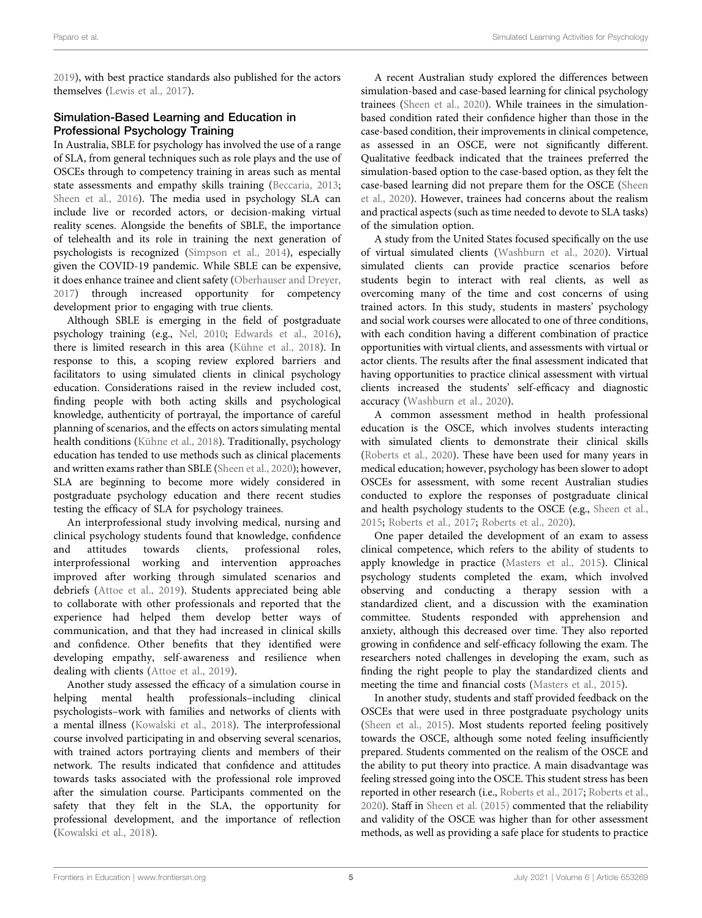2019), with best practice standards also published for the actors themselves (Lewis et al., 2017).

### Simulation-Based Learning and Education in Professional Psychology Training

In Australia, SBLE for psychology has involved the use of a range of SLA, from general techniques such as role plays and the use of OSCEs through to competency training in areas such as mental state assessments and empathy skills training (Beccaria, 2013; Sheen et al., 2016). The media used in psychology SLA can include live or recorded actors, or decision-making virtual reality scenes. Alongside the benefits of SBLE, the importance of telehealth and its role in training the next generation of psychologists is recognized (Simpson et al., 2014), especially given the COVID-19 pandemic. While SBLE can be expensive, it does enhance trainee and client safety (Oberhauser and Dreyer, 2017) through increased opportunity for competency development prior to engaging with true clients.

Although SBLE is emerging in the field of postgraduate psychology training (e.g., Nel, 2010; Edwards et al., 2016), there is limited research in this area (Kühne et al., 2018). In response to this, a scoping review explored barriers and facilitators to using simulated clients in clinical psychology education. Considerations raised in the review included cost, finding people with both acting skills and psychological knowledge, authenticity of portrayal, the importance of careful planning of scenarios, and the effects on actors simulating mental health conditions (Kühne et al., 2018). Traditionally, psychology education has tended to use methods such as clinical placements and written exams rather than SBLE (Sheen et al., 2020); however, SLA are beginning to become more widely considered in postgraduate psychology education and there recent studies testing the efficacy of SLA for psychology trainees.

An interprofessional study involving medical, nursing and clinical psychology students found that knowledge, confidence and attitudes towards clients, professional roles, interprofessional working and intervention approaches improved after working through simulated scenarios and debriefs (Attoe et al., 2019). Students appreciated being able to collaborate with other professionals and reported that the experience had helped them develop better ways of communication, and that they had increased in clinical skills and confidence. Other benefits that they identified were developing empathy, self-awareness and resilience when dealing with clients (Attoe et al., 2019).

Another study assessed the efficacy of a simulation course in helping mental health professionals–including clinical psychologists–work with families and networks of clients with a mental illness (Kowalski et al., 2018). The interprofessional course involved participating in and observing several scenarios, with trained actors portraying clients and members of their network. The results indicated that confidence and attitudes towards tasks associated with the professional role improved after the simulation course. Participants commented on the safety that they felt in the SLA, the opportunity for professional development, and the importance of reflection (Kowalski et al., 2018).

A recent Australian study explored the differences between simulation-based and case-based learning for clinical psychology trainees (Sheen et al., 2020). While trainees in the simulation-based condition rated their confidence higher than those in the case-based condition, their improvements in clinical competence, as assessed in an OSCE, were not significantly different. Qualitative feedback indicated that the trainees preferred the simulation-based option to the case-based option, as they felt the case-based learning did not prepare them for the OSCE (Sheen et al., 2020). However, trainees had concerns about the realism and practical aspects (such as time needed to devote to SLA tasks) of the simulation option.

A study from the United States focused specifically on the use of virtual simulated clients (Washburn et al., 2020). Virtual simulated clients can provide practice scenarios before students begin to interact with real clients, as well as overcoming many of the time and cost concerns of using trained actors. In this study, students in masters' psychology and social work courses were allocated to one of three conditions, with each condition having a different combination of practice opportunities with virtual clients, and assessments with virtual or actor clients. The results after the final assessment indicated that having opportunities to practice clinical assessment with virtual clients increased the students' self-efficacy and diagnostic accuracy (Washburn et al., 2020).

A common assessment method in health professional education is the OSCE, which involves students interacting with simulated clients to demonstrate their clinical skills (Roberts et al., 2020). These have been used for many years in medical education; however, psychology has been slower to adopt OSCEs for assessment, with some recent Australian studies conducted to explore the responses of postgraduate clinical and health psychology students to the OSCE (e.g., Sheen et al., 2015; Roberts et al., 2017; Roberts et al., 2020).

One paper detailed the development of an exam to assess clinical competence, which refers to the ability of students to apply knowledge in practice (Masters et al., 2015). Clinical psychology students completed the exam, which involved observing and conducting a therapy session with a standardized client, and a discussion with the examination committee. Students responded with apprehension and anxiety, although this decreased over time. They also reported growing in confidence and self-efficacy following the exam. The researchers noted challenges in developing the exam, such as finding the right people to play the standardized clients and meeting the time and financial costs (Masters et al., 2015).

In another study, students and staff provided feedback on the OSCEs that were used in three postgraduate psychology units (Sheen et al., 2015). Most students reported feeling positively towards the OSCE, although some noted feeling insufficiently prepared. Students commented on the realism of the OSCE and the ability to put theory into practice. A main disadvantage was feeling stressed going into the OSCE. This student stress has been reported in other research (i.e., Roberts et al., 2017; Roberts et al., 2020). Staff in Sheen et al. (2015) commented that the reliability and validity of the OSCE was higher than for other assessment methods, as well as providing a safe place for students to practice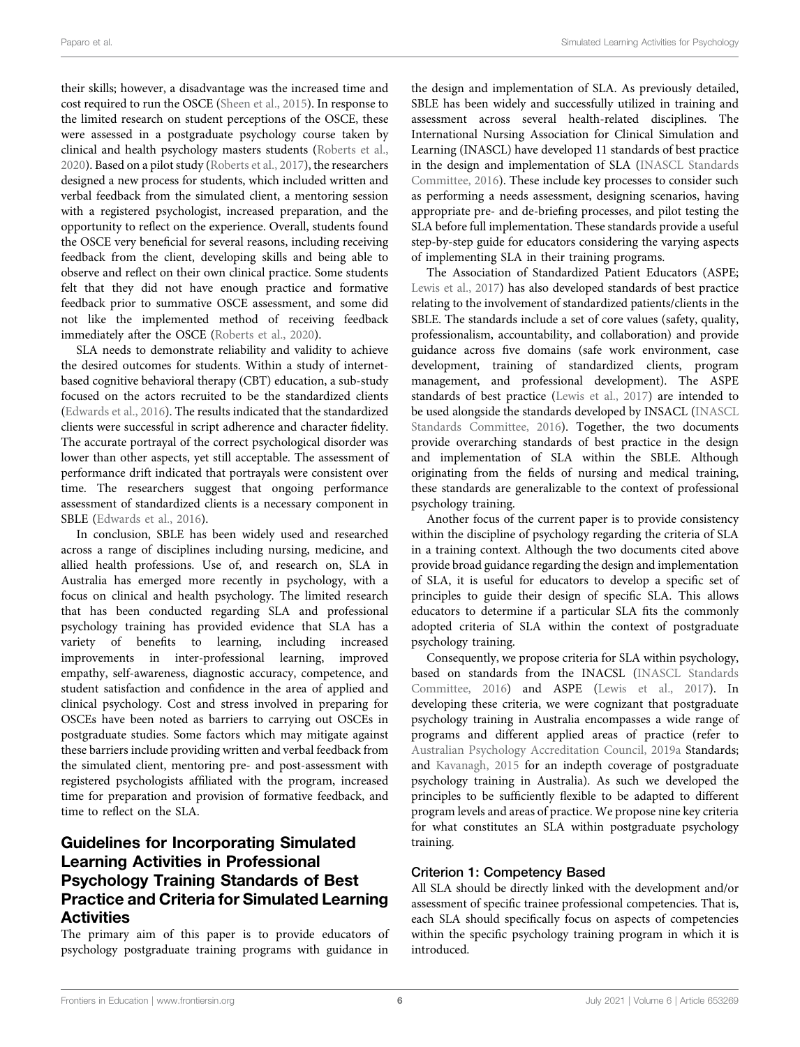their skills; however, a disadvantage was the increased time and cost required to run the OSCE (Sheen et al., 2015). In response to the limited research on student perceptions of the OSCE, these were assessed in a postgraduate psychology course taken by clinical and health psychology masters students (Roberts et al., 2020). Based on a pilot study (Roberts et al., 2017), the researchers designed a new process for students, which included written and verbal feedback from the simulated client, a mentoring session with a registered psychologist, increased preparation, and the opportunity to reflect on the experience. Overall, students found the OSCE very beneficial for several reasons, including receiving feedback from the client, developing skills and being able to observe and reflect on their own clinical practice. Some students felt that they did not have enough practice and formative feedback prior to summative OSCE assessment, and some did not like the implemented method of receiving feedback immediately after the OSCE (Roberts et al., 2020).

SLA needs to demonstrate reliability and validity to achieve the desired outcomes for students. Within a study of internet-based cognitive behavioral therapy (CBT) education, a sub-study focused on the actors recruited to be the standardized clients (Edwards et al., 2016). The results indicated that the standardized clients were successful in script adherence and character fidelity. The accurate portrayal of the correct psychological disorder was lower than other aspects, yet still acceptable. The assessment of performance drift indicated that portrayals were consistent over time. The researchers suggest that ongoing performance assessment of standardized clients is a necessary component in SBLE (Edwards et al., 2016).

In conclusion, SBLE has been widely used and researched across a range of disciplines including nursing, medicine, and allied health professions. Use of, and research on, SLA in Australia has emerged more recently in psychology, with a focus on clinical and health psychology. The limited research that has been conducted regarding SLA and professional psychology training has provided evidence that SLA has a variety of benefits to learning, including increased improvements in inter-professional learning, improved empathy, self-awareness, diagnostic accuracy, competence, and student satisfaction and confidence in the area of applied and clinical psychology. Cost and stress involved in preparing for OSCEs have been noted as barriers to carrying out OSCEs in postgraduate studies. Some factors which may mitigate against these barriers include providing written and verbal feedback from the simulated client, mentoring pre- and post-assessment with registered psychologists affiliated with the program, increased time for preparation and provision of formative feedback, and time to reflect on the SLA.

## Guidelines for Incorporating Simulated Learning Activities in Professional Psychology Training Standards of Best Practice and Criteria for Simulated Learning Activities

The primary aim of this paper is to provide educators of psychology postgraduate training programs with guidance in the design and implementation of SLA. As previously detailed, SBLE has been widely and successfully utilized in training and assessment across several health-related disciplines. The International Nursing Association for Clinical Simulation and Learning (INASCL) have developed 11 standards of best practice in the design and implementation of SLA (INASCL Standards Committee, 2016). These include key processes to consider such as performing a needs assessment, designing scenarios, having appropriate pre- and de-briefing processes, and pilot testing the SLA before full implementation. These standards provide a useful step-by-step guide for educators considering the varying aspects of implementing SLA in their training programs.

The Association of Standardized Patient Educators (ASPE; Lewis et al., 2017) has also developed standards of best practice relating to the involvement of standardized patients/clients in the SBLE. The standards include a set of core values (safety, quality, professionalism, accountability, and collaboration) and provide guidance across five domains (safe work environment, case development, training of standardized clients, program management, and professional development). The ASPE standards of best practice (Lewis et al., 2017) are intended to be used alongside the standards developed by INSACL (INASCL Standards Committee, 2016). Together, the two documents provide overarching standards of best practice in the design and implementation of SLA within the SBLE. Although originating from the fields of nursing and medical training, these standards are generalizable to the context of professional psychology training.

Another focus of the current paper is to provide consistency within the discipline of psychology regarding the criteria of SLA in a training context. Although the two documents cited above provide broad guidance regarding the design and implementation of SLA, it is useful for educators to develop a specific set of principles to guide their design of specific SLA. This allows educators to determine if a particular SLA fits the commonly adopted criteria of SLA within the context of postgraduate psychology training.

Consequently, we propose criteria for SLA within psychology, based on standards from the INACSL (INASCL Standards Committee, 2016) and ASPE (Lewis et al., 2017). In developing these criteria, we were cognizant that postgraduate psychology training in Australia encompasses a wide range of programs and different applied areas of practice (refer to Australian Psychology Accreditation Council, 2019a Standards; and Kavanagh, 2015 for an indepth coverage of postgraduate psychology training in Australia). As such we developed the principles to be sufficiently flexible to be adapted to different program levels and areas of practice. We propose nine key criteria for what constitutes an SLA within postgraduate psychology training.

### Criterion 1: Competency Based

All SLA should be directly linked with the development and/or assessment of specific trainee professional competencies. That is, each SLA should specifically focus on aspects of competencies within the specific psychology training program in which it is introduced.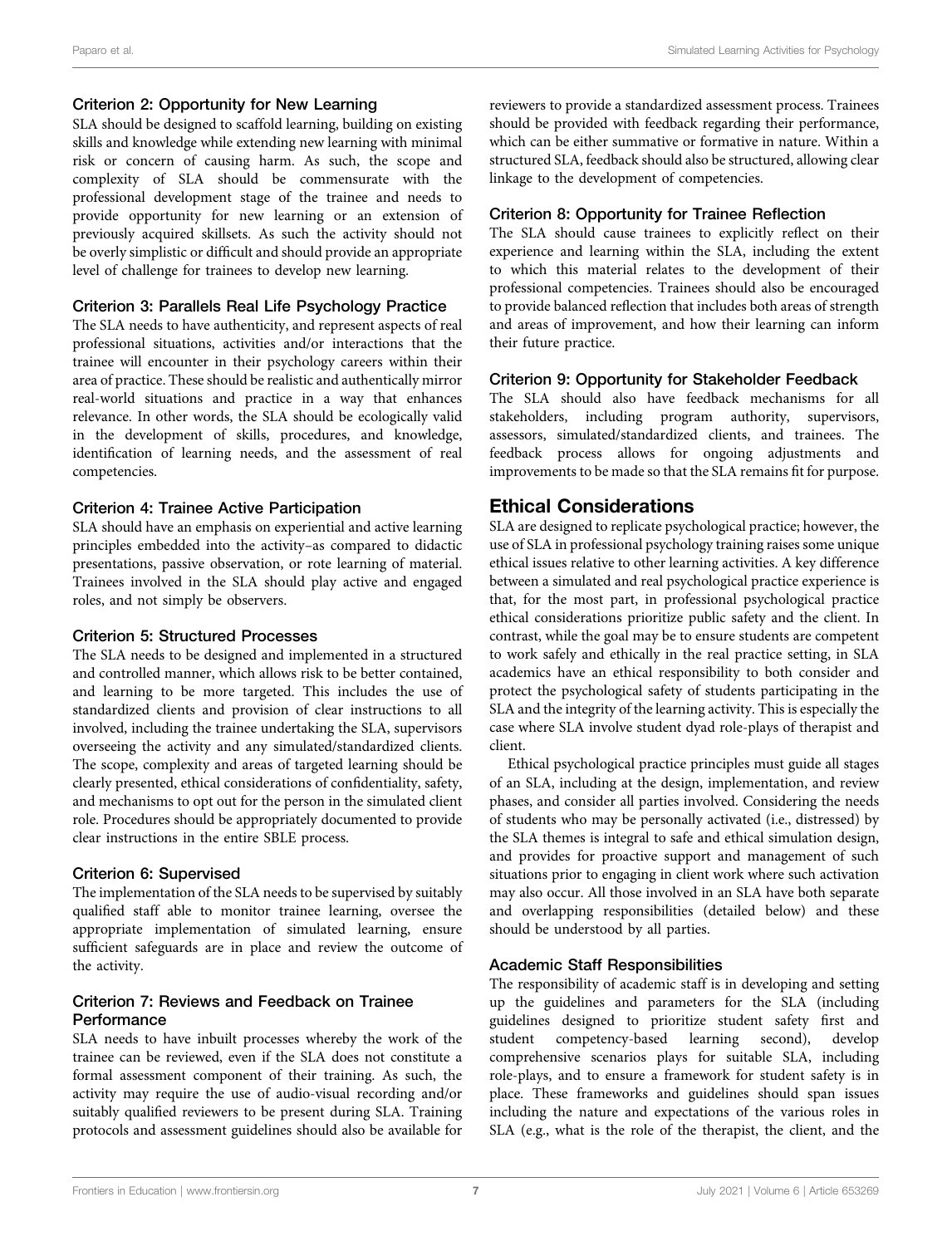### Criterion 2: Opportunity for New Learning

SLA should be designed to scaffold learning, building on existing skills and knowledge while extending new learning with minimal risk or concern of causing harm. As such, the scope and complexity of SLA should be commensurate with the professional development stage of the trainee and needs to provide opportunity for new learning or an extension of previously acquired skillsets. As such the activity should not be overly simplistic or difficult and should provide an appropriate level of challenge for trainees to develop new learning.

### Criterion 3: Parallels Real Life Psychology Practice

The SLA needs to have authenticity, and represent aspects of real professional situations, activities and/or interactions that the trainee will encounter in their psychology careers within their area of practice. These should be realistic and authentically mirror real-world situations and practice in a way that enhances relevance. In other words, the SLA should be ecologically valid in the development of skills, procedures, and knowledge, identification of learning needs, and the assessment of real competencies.

### Criterion 4: Trainee Active Participation

SLA should have an emphasis on experiential and active learning principles embedded into the activity–as compared to didactic presentations, passive observation, or rote learning of material. Trainees involved in the SLA should play active and engaged roles, and not simply be observers.

### Criterion 5: Structured Processes

The SLA needs to be designed and implemented in a structured and controlled manner, which allows risk to be better contained, and learning to be more targeted. This includes the use of standardized clients and provision of clear instructions to all involved, including the trainee undertaking the SLA, supervisors overseeing the activity and any simulated/standardized clients. The scope, complexity and areas of targeted learning should be clearly presented, ethical considerations of confidentiality, safety, and mechanisms to opt out for the person in the simulated client role. Procedures should be appropriately documented to provide clear instructions in the entire SBLE process.

### Criterion 6: Supervised

The implementation of the SLA needs to be supervised by suitably qualified staff able to monitor trainee learning, oversee the appropriate implementation of simulated learning, ensure sufficient safeguards are in place and review the outcome of the activity.

### Criterion 7: Reviews and Feedback on Trainee Performance

SLA needs to have inbuilt processes whereby the work of the trainee can be reviewed, even if the SLA does not constitute a formal assessment component of their training. As such, the activity may require the use of audio-visual recording and/or suitably qualified reviewers to be present during SLA. Training protocols and assessment guidelines should also be available for reviewers to provide a standardized assessment process. Trainees should be provided with feedback regarding their performance, which can be either summative or formative in nature. Within a structured SLA, feedback should also be structured, allowing clear linkage to the development of competencies.

### Criterion 8: Opportunity for Trainee Reflection

The SLA should cause trainees to explicitly reflect on their experience and learning within the SLA, including the extent to which this material relates to the development of their professional competencies. Trainees should also be encouraged to provide balanced reflection that includes both areas of strength and areas of improvement, and how their learning can inform their future practice.

### Criterion 9: Opportunity for Stakeholder Feedback

The SLA should also have feedback mechanisms for all stakeholders, including program authority, supervisors, assessors, simulated/standardized clients, and trainees. The feedback process allows for ongoing adjustments and improvements to be made so that the SLA remains fit for purpose.

## Ethical Considerations

SLA are designed to replicate psychological practice; however, the use of SLA in professional psychology training raises some unique ethical issues relative to other learning activities. A key difference between a simulated and real psychological practice experience is that, for the most part, in professional psychological practice ethical considerations prioritize public safety and the client. In contrast, while the goal may be to ensure students are competent to work safely and ethically in the real practice setting, in SLA academics have an ethical responsibility to both consider and protect the psychological safety of students participating in the SLA and the integrity of the learning activity. This is especially the case where SLA involve student dyad role-plays of therapist and client.

Ethical psychological practice principles must guide all stages of an SLA, including at the design, implementation, and review phases, and consider all parties involved. Considering the needs of students who may be personally activated (i.e., distressed) by the SLA themes is integral to safe and ethical simulation design, and provides for proactive support and management of such situations prior to engaging in client work where such activation may also occur. All those involved in an SLA have both separate and overlapping responsibilities (detailed below) and these should be understood by all parties.

### Academic Staff Responsibilities

The responsibility of academic staff is in developing and setting up the guidelines and parameters for the SLA (including guidelines designed to prioritize student safety first and student competency-based learning second), develop comprehensive scenarios plays for suitable SLA, including role-plays, and to ensure a framework for student safety is in place. These frameworks and guidelines should span issues including the nature and expectations of the various roles in SLA (e.g., what is the role of the therapist, the client, and the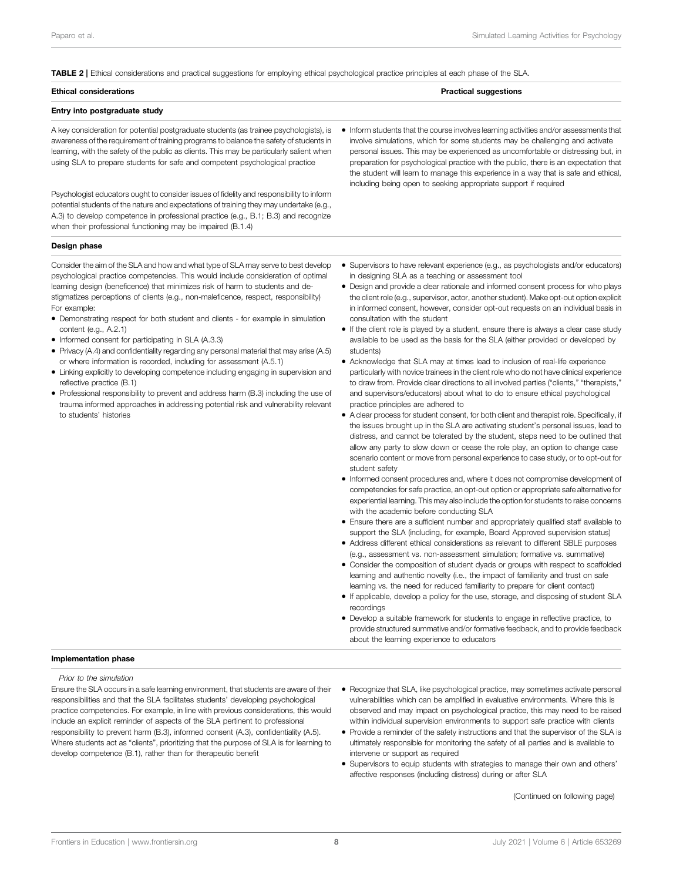**TABLE 2 |** Ethical considerations and practical suggestions for employing ethical psychological practice principles at each phase of the SLA.

| Ethical considerations | Practical suggestions |
|---|---|
| **Entry into postgraduate study** | |
| A key consideration for potential postgraduate students (as trainee psychologists), is awareness of the requirement of training programs to balance the safety of students in learning, with the safety of the public as clients. This may be particularly salient when using SLA to prepare students for safe and competent psychological practice<br><br>Psychologist educators ought to consider issues of fidelity and responsibility to inform potential students of the nature and expectations of training they may undertake (e.g., A.3) to develop competence in professional practice (e.g., B.1; B.3) and recognize when their professional functioning may be impaired (B.1.4) | • Inform students that the course involves learning activities and/or assessments that involve simulations, which for some students may be challenging and activate personal issues. This may be experienced as uncomfortable or distressing but, in preparation for psychological practice with the public, there is an expectation that the student will learn to manage this experience in a way that is safe and ethical, including being open to seeking appropriate support if required |
| **Design phase** | |
| Consider the aim of the SLA and how and what type of SLA may serve to best develop psychological practice competencies. This would include consideration of optimal learning design (beneficence) that minimizes risk of harm to students and de-stigmatizes perceptions of clients (e.g., non-maleficence, respect, responsibility) For example:<br>• Demonstrating respect for both student and clients - for example in simulation content (e.g., A.2.1)<br>• Informed consent for participating in SLA (A.3.3)<br>• Privacy (A.4) and confidentiality regarding any personal material that may arise (A.5) or where information is recorded, including for assessment (A.5.1)<br>• Linking explicitly to developing competence including engaging in supervision and reflective practice (B.1)<br>• Professional responsibility to prevent and address harm (B.3) including the use of trauma informed approaches in addressing potential risk and vulnerability relevant to students' histories | • Supervisors to have relevant experience (e.g., as psychologists and/or educators) in designing SLA as a teaching or assessment tool<br>• Design and provide a clear rationale and informed consent process for who plays the client role (e.g., supervisor, actor, another student). Make opt-out option explicit in informed consent, however, consider opt-out requests on an individual basis in consultation with the student<br>• If the client role is played by a student, ensure there is always a clear case study available to be used as the basis for the SLA (either provided or developed by students)<br>• Acknowledge that SLA may at times lead to inclusion of real-life experience particularly with novice trainees in the client role who do not have clinical experience to draw from. Provide clear directions to all involved parties ("clients," "therapists," and supervisors/educators) about what to do to ensure ethical psychological practice principles are adhered to<br>• A clear process for student consent, for both client and therapist role. Specifically, if the issues brought up in the SLA are activating student's personal issues, lead to distress, and cannot be tolerated by the student, steps need to be outlined that allow any party to slow down or cease the role play, an option to change case scenario content or move from personal experience to case study, or to opt-out for student safety<br>• Informed consent procedures and, where it does not compromise development of competencies for safe practice, an opt-out option or appropriate safe alternative for experiential learning. This may also include the option for students to raise concerns with the academic before conducting SLA<br>• Ensure there are a sufficient number and appropriately qualified staff available to support the SLA (including, for example, Board Approved supervision status)<br>• Address different ethical considerations as relevant to different SBLE purposes (e.g., assessment vs. non-assessment simulation; formative vs. summative)<br>• Consider the composition of student dyads or groups with respect to scaffolded learning and authentic novelty (i.e., the impact of familiarity and trust on safe learning vs. the need for reduced familiarity to prepare for client contact)<br>• If applicable, develop a policy for the use, storage, and disposing of student SLA recordings<br>• Develop a suitable framework for students to engage in reflective practice, to provide structured summative and/or formative feedback, and to provide feedback about the learning experience to educators |
| **Implementation phase** | |
| *Prior to the simulation*<br>Ensure the SLA occurs in a safe learning environment, that students are aware of their responsibilities and that the SLA facilitates students' developing psychological practice competencies. For example, in line with previous considerations, this would include an explicit reminder of aspects of the SLA pertinent to professional responsibility to prevent harm (B.3), informed consent (A.3), confidentiality (A.5). Where students act as "clients", prioritizing that the purpose of SLA is for learning to develop competence (B.1), rather than for therapeutic benefit | • Recognize that SLA, like psychological practice, may sometimes activate personal vulnerabilities which can be amplified in evaluative environments. Where this is observed and may impact on psychological practice, this may need to be raised within individual supervision environments to support safe practice with clients<br>• Provide a reminder of the safety instructions and that the supervisor of the SLA is ultimately responsible for monitoring the safety of all parties and is available to intervene or support as required<br>• Supervisors to equip students with strategies to manage their own and others' affective responses (including distress) during or after SLA |

(Continued on following page)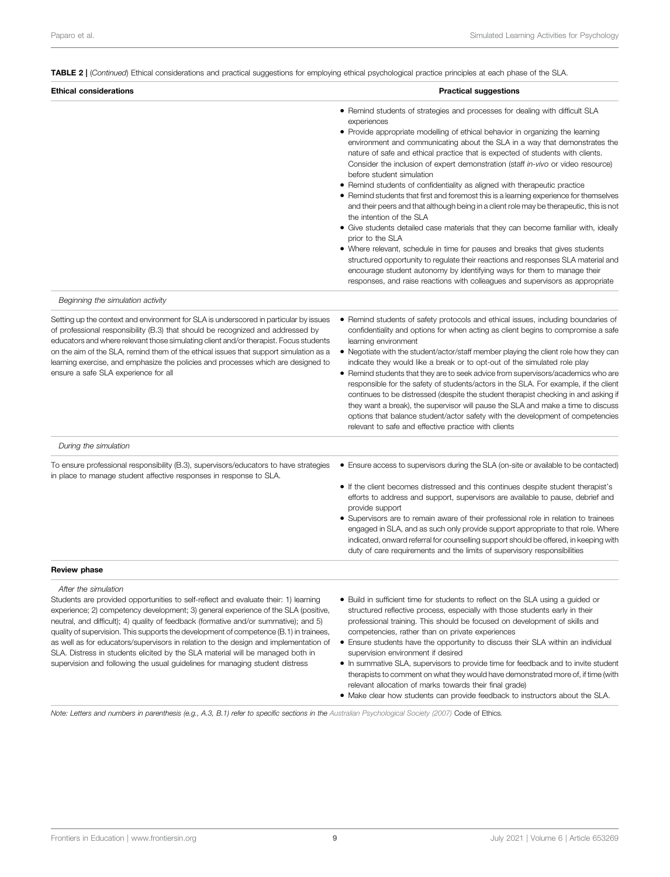**TABLE 2 |** (*Continued*) Ethical considerations and practical suggestions for employing ethical psychological practice principles at each phase of the SLA.

| Ethical considerations | Practical suggestions |
|---|---|
| | • Remind students of strategies and processes for dealing with difficult SLA experiences<br>• Provide appropriate modelling of ethical behavior in organizing the learning environment and communicating about the SLA in a way that demonstrates the nature of safe and ethical practice that is expected of students with clients. Consider the inclusion of expert demonstration (staff *in-vivo* or video resource) before student simulation<br>• Remind students of confidentiality as aligned with therapeutic practice<br>• Remind students that first and foremost this is a learning experience for themselves and their peers and that although being in a client role may be therapeutic, this is not the intention of the SLA<br>• Give students detailed case materials that they can become familiar with, ideally prior to the SLA<br>• Where relevant, schedule in time for pauses and breaks that gives students structured opportunity to regulate their reactions and responses SLA material and encourage student autonomy by identifying ways for them to manage their responses, and raise reactions with colleagues and supervisors as appropriate |
| *Beginning the simulation activity* | |
| Setting up the context and environment for SLA is underscored in particular by issues of professional responsibility (B.3) that should be recognized and addressed by educators and where relevant those simulating client and/or therapist. Focus students on the aim of the SLA, remind them of the ethical issues that support simulation as a learning exercise, and emphasize the policies and processes which are designed to ensure a safe SLA experience for all | • Remind students of safety protocols and ethical issues, including boundaries of confidentiality and options for when acting as client begins to compromise a safe learning environment<br>• Negotiate with the student/actor/staff member playing the client role how they can indicate they would like a break or to opt-out of the simulated role play<br>• Remind students that they are to seek advice from supervisors/academics who are responsible for the safety of students/actors in the SLA. For example, if the client continues to be distressed (despite the student therapist checking in and asking if they want a break), the supervisor will pause the SLA and make a time to discuss options that balance student/actor safety with the development of competencies relevant to safe and effective practice with clients |
| *During the simulation* | |
| To ensure professional responsibility (B.3), supervisors/educators to have strategies in place to manage student affective responses in response to SLA. | • Ensure access to supervisors during the SLA (on-site or available to be contacted)<br>• If the client becomes distressed and this continues despite student therapist's efforts to address and support, supervisors are available to pause, debrief and provide support<br>• Supervisors are to remain aware of their professional role in relation to trainees engaged in SLA, and as such only provide support appropriate to that role. Where indicated, onward referral for counselling support should be offered, in keeping with duty of care requirements and the limits of supervisory responsibilities |
| **Review phase** | |
| *After the simulation*<br>Students are provided opportunities to self-reflect and evaluate their: 1) learning experience; 2) competency development; 3) general experience of the SLA (positive, neutral, and difficult); 4) quality of feedback (formative and/or summative); and 5) quality of supervision. This supports the development of competence (B.1) in trainees, as well as for educators/supervisors in relation to the design and implementation of SLA. Distress in students elicited by the SLA material will be managed both in supervision and following the usual guidelines for managing student distress | • Build in sufficient time for students to reflect on the SLA using a guided or structured reflective process, especially with those students early in their professional training. This should be focused on development of skills and competencies, rather than on private experiences<br>• Ensure students have the opportunity to discuss their SLA within an individual supervision environment if desired<br>• In summative SLA, supervisors to provide time for feedback and to invite student therapists to comment on what they would have demonstrated more of, if time (with relevant allocation of marks towards their final grade)<br>• Make clear how students can provide feedback to instructors about the SLA. |

*Note: Letters and numbers in parenthesis (e.g., A.3, B.1) refer to specific sections in the Australian Psychological Society (2007) Code of Ethics.*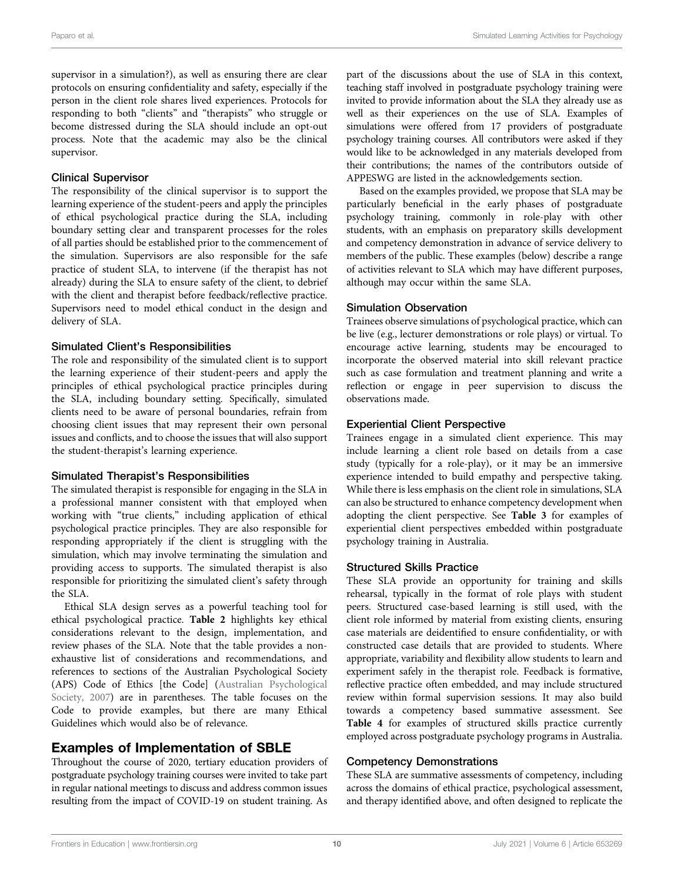supervisor in a simulation?), as well as ensuring there are clear protocols on ensuring confidentiality and safety, especially if the person in the client role shares lived experiences. Protocols for responding to both "clients" and "therapists" who struggle or become distressed during the SLA should include an opt-out process. Note that the academic may also be the clinical supervisor.

### Clinical Supervisor

The responsibility of the clinical supervisor is to support the learning experience of the student-peers and apply the principles of ethical psychological practice during the SLA, including boundary setting clear and transparent processes for the roles of all parties should be established prior to the commencement of the simulation. Supervisors are also responsible for the safe practice of student SLA, to intervene (if the therapist has not already) during the SLA to ensure safety of the client, to debrief with the client and therapist before feedback/reflective practice. Supervisors need to model ethical conduct in the design and delivery of SLA.

### Simulated Client's Responsibilities

The role and responsibility of the simulated client is to support the learning experience of their student-peers and apply the principles of ethical psychological practice principles during the SLA, including boundary setting. Specifically, simulated clients need to be aware of personal boundaries, refrain from choosing client issues that may represent their own personal issues and conflicts, and to choose the issues that will also support the student-therapist's learning experience.

### Simulated Therapist's Responsibilities

The simulated therapist is responsible for engaging in the SLA in a professional manner consistent with that employed when working with "true clients," including application of ethical psychological practice principles. They are also responsible for responding appropriately if the client is struggling with the simulation, which may involve terminating the simulation and providing access to supports. The simulated therapist is also responsible for prioritizing the simulated client's safety through the SLA.

Ethical SLA design serves as a powerful teaching tool for ethical psychological practice. **Table 2** highlights key ethical considerations relevant to the design, implementation, and review phases of the SLA. Note that the table provides a non-exhaustive list of considerations and recommendations, and references to sections of the Australian Psychological Society (APS) Code of Ethics [the Code] (Australian Psychological Society, 2007) are in parentheses. The table focuses on the Code to provide examples, but there are many Ethical Guidelines which would also be of relevance.

## Examples of Implementation of SBLE

Throughout the course of 2020, tertiary education providers of postgraduate psychology training courses were invited to take part in regular national meetings to discuss and address common issues resulting from the impact of COVID-19 on student training. As part of the discussions about the use of SLA in this context, teaching staff involved in postgraduate psychology training were invited to provide information about the SLA they already use as well as their experiences on the use of SLA. Examples of simulations were offered from 17 providers of postgraduate psychology training courses. All contributors were asked if they would like to be acknowledged in any materials developed from their contributions; the names of the contributors outside of APPESWG are listed in the acknowledgements section.

Based on the examples provided, we propose that SLA may be particularly beneficial in the early phases of postgraduate psychology training, commonly in role-play with other students, with an emphasis on preparatory skills development and competency demonstration in advance of service delivery to members of the public. These examples (below) describe a range of activities relevant to SLA which may have different purposes, although may occur within the same SLA.

### Simulation Observation

Trainees observe simulations of psychological practice, which can be live (e.g., lecturer demonstrations or role plays) or virtual. To encourage active learning, students may be encouraged to incorporate the observed material into skill relevant practice such as case formulation and treatment planning and write a reflection or engage in peer supervision to discuss the observations made.

### Experiential Client Perspective

Trainees engage in a simulated client experience. This may include learning a client role based on details from a case study (typically for a role-play), or it may be an immersive experience intended to build empathy and perspective taking. While there is less emphasis on the client role in simulations, SLA can also be structured to enhance competency development when adopting the client perspective. See **Table 3** for examples of experiential client perspectives embedded within postgraduate psychology training in Australia.

### Structured Skills Practice

These SLA provide an opportunity for training and skills rehearsal, typically in the format of role plays with student peers. Structured case-based learning is still used, with the client role informed by material from existing clients, ensuring case materials are deidentified to ensure confidentiality, or with constructed case details that are provided to students. Where appropriate, variability and flexibility allow students to learn and experiment safely in the therapist role. Feedback is formative, reflective practice often embedded, and may include structured review within formal supervision sessions. It may also build towards a competency based summative assessment. See **Table 4** for examples of structured skills practice currently employed across postgraduate psychology programs in Australia.

### Competency Demonstrations

These SLA are summative assessments of competency, including across the domains of ethical practice, psychological assessment, and therapy identified above, and often designed to replicate the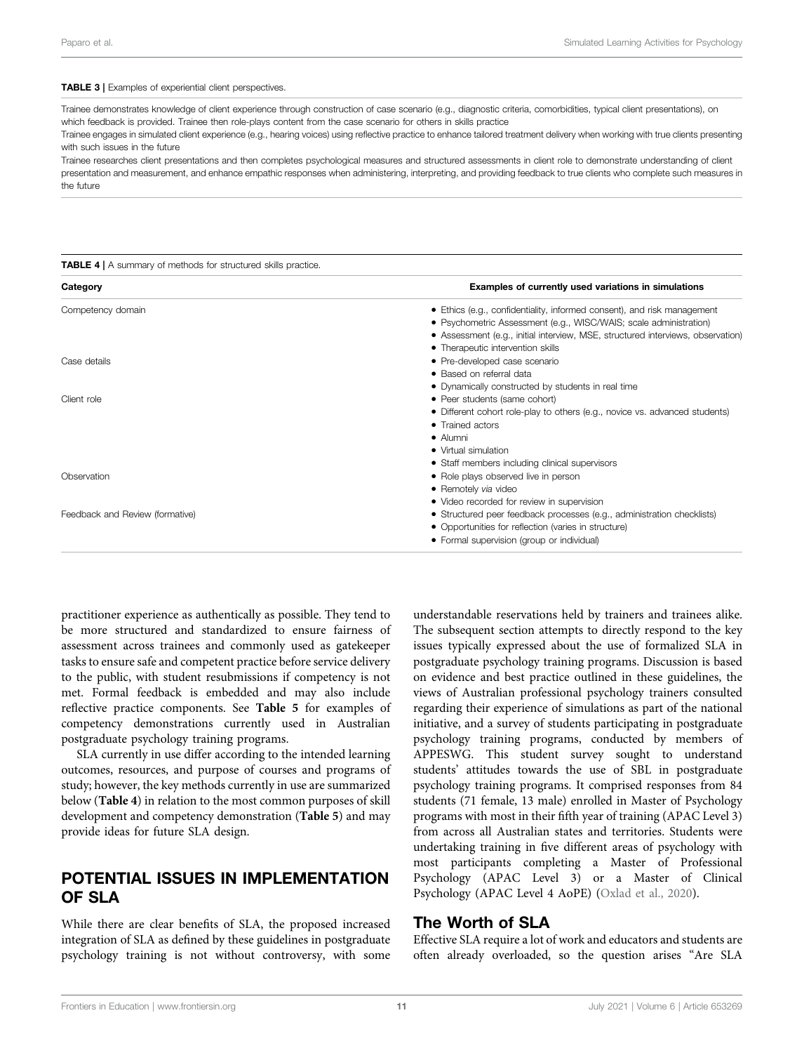**TABLE 3 |** Examples of experiential client perspectives.

| |
|---|
| Trainee demonstrates knowledge of client experience through construction of case scenario (e.g., diagnostic criteria, comorbidities, typical client presentations), on which feedback is provided. Trainee then role-plays content from the case scenario for others in skills practice |
| Trainee engages in simulated client experience (e.g., hearing voices) using reflective practice to enhance tailored treatment delivery when working with true clients presenting with such issues in the future |
| Trainee researches client presentations and then completes psychological measures and structured assessments in client role to demonstrate understanding of client presentation and measurement, and enhance empathic responses when administering, interpreting, and providing feedback to true clients who complete such measures in the future |

**TABLE 4 |** A summary of methods for structured skills practice.

| Category | Examples of currently used variations in simulations |
|---|---|
| Competency domain | • Ethics (e.g., confidentiality, informed consent), and risk management<br>• Psychometric Assessment (e.g., WISC/WAIS; scale administration)<br>• Assessment (e.g., initial interview, MSE, structured interviews, observation)<br>• Therapeutic intervention skills |
| Case details | • Pre-developed case scenario<br>• Based on referral data<br>• Dynamically constructed by students in real time |
| Client role | • Peer students (same cohort)<br>• Different cohort role-play to others (e.g., novice vs. advanced students)<br>• Trained actors<br>• Alumni<br>• Virtual simulation<br>• Staff members including clinical supervisors |
| Observation | • Role plays observed live in person<br>• Remotely *via* video<br>• Video recorded for review in supervision |
| Feedback and Review (formative) | • Structured peer feedback processes (e.g., administration checklists)<br>• Opportunities for reflection (varies in structure)<br>• Formal supervision (group or individual) |

practitioner experience as authentically as possible. They tend to be more structured and standardized to ensure fairness of assessment across trainees and commonly used as gatekeeper tasks to ensure safe and competent practice before service delivery to the public, with student resubmissions if competency is not met. Formal feedback is embedded and may also include reflective practice components. See **Table 5** for examples of competency demonstrations currently used in Australian postgraduate psychology training programs.

SLA currently in use differ according to the intended learning outcomes, resources, and purpose of courses and programs of study; however, the key methods currently in use are summarized below (**Table 4**) in relation to the most common purposes of skill development and competency demonstration (**Table 5**) and may provide ideas for future SLA design.

## POTENTIAL ISSUES IN IMPLEMENTATION OF SLA

While there are clear benefits of SLA, the proposed increased integration of SLA as defined by these guidelines in postgraduate psychology training is not without controversy, with some understandable reservations held by trainers and trainees alike. The subsequent section attempts to directly respond to the key issues typically expressed about the use of formalized SLA in postgraduate psychology training programs. Discussion is based on evidence and best practice outlined in these guidelines, the views of Australian professional psychology trainers consulted regarding their experience of simulations as part of the national initiative, and a survey of students participating in postgraduate psychology training programs, conducted by members of APPESWG. This student survey sought to understand students' attitudes towards the use of SBL in postgraduate psychology training programs. It comprised responses from 84 students (71 female, 13 male) enrolled in Master of Psychology programs with most in their fifth year of training (APAC Level 3) from across all Australian states and territories. Students were undertaking training in five different areas of psychology with most participants completing a Master of Professional Psychology (APAC Level 3) or a Master of Clinical Psychology (APAC Level 4 AoPE) (Oxlad et al., 2020).

### The Worth of SLA

Effective SLA require a lot of work and educators and students are often already overloaded, so the question arises "Are SLA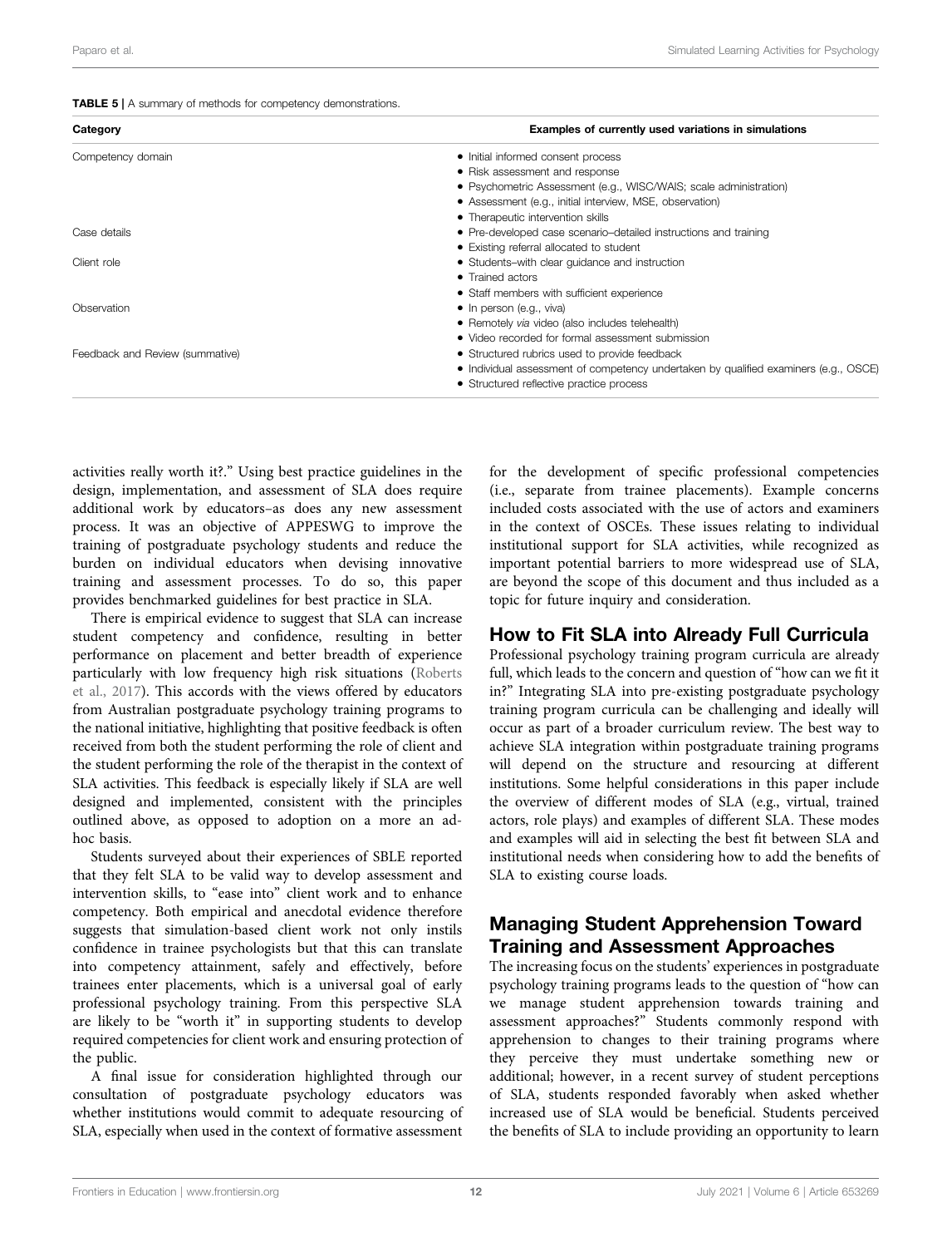**TABLE 5 |** A summary of methods for competency demonstrations.

| Category | Examples of currently used variations in simulations |
|---|---|
| Competency domain | • Initial informed consent process<br>• Risk assessment and response<br>• Psychometric Assessment (e.g., WISC/WAIS; scale administration)<br>• Assessment (e.g., initial interview, MSE, observation)<br>• Therapeutic intervention skills |
| Case details | • Pre-developed case scenario–detailed instructions and training<br>• Existing referral allocated to student |
| Client role | • Students–with clear guidance and instruction<br>• Trained actors<br>• Staff members with sufficient experience |
| Observation | • In person (e.g., viva)<br>• Remotely *via* video (also includes telehealth)<br>• Video recorded for formal assessment submission |
| Feedback and Review (summative) | • Structured rubrics used to provide feedback<br>• Individual assessment of competency undertaken by qualified examiners (e.g., OSCE)<br>• Structured reflective practice process |

activities really worth it?." Using best practice guidelines in the design, implementation, and assessment of SLA does require additional work by educators–as does any new assessment process. It was an objective of APPESWG to improve the training of postgraduate psychology students and reduce the burden on individual educators when devising innovative training and assessment processes. To do so, this paper provides benchmarked guidelines for best practice in SLA.

There is empirical evidence to suggest that SLA can increase student competency and confidence, resulting in better performance on placement and better breadth of experience particularly with low frequency high risk situations (Roberts et al., 2017). This accords with the views offered by educators from Australian postgraduate psychology training programs to the national initiative, highlighting that positive feedback is often received from both the student performing the role of client and the student performing the role of the therapist in the context of SLA activities. This feedback is especially likely if SLA are well designed and implemented, consistent with the principles outlined above, as opposed to adoption on a more an ad-hoc basis.

Students surveyed about their experiences of SBLE reported that they felt SLA to be valid way to develop assessment and intervention skills, to "ease into" client work and to enhance competency. Both empirical and anecdotal evidence therefore suggests that simulation-based client work not only instils confidence in trainee psychologists but that this can translate into competency attainment, safely and effectively, before trainees enter placements, which is a universal goal of early professional psychology training. From this perspective SLA are likely to be "worth it" in supporting students to develop required competencies for client work and ensuring protection of the public.

A final issue for consideration highlighted through our consultation of postgraduate psychology educators was whether institutions would commit to adequate resourcing of SLA, especially when used in the context of formative assessment for the development of specific professional competencies (i.e., separate from trainee placements). Example concerns included costs associated with the use of actors and examiners in the context of OSCEs. These issues relating to individual institutional support for SLA activities, while recognized as important potential barriers to more widespread use of SLA, are beyond the scope of this document and thus included as a topic for future inquiry and consideration.

## How to Fit SLA into Already Full Curricula

Professional psychology training program curricula are already full, which leads to the concern and question of "how can we fit it in?" Integrating SLA into pre-existing postgraduate psychology training program curricula can be challenging and ideally will occur as part of a broader curriculum review. The best way to achieve SLA integration within postgraduate training programs will depend on the structure and resourcing at different institutions. Some helpful considerations in this paper include the overview of different modes of SLA (e.g., virtual, trained actors, role plays) and examples of different SLA. These modes and examples will aid in selecting the best fit between SLA and institutional needs when considering how to add the benefits of SLA to existing course loads.

## Managing Student Apprehension Toward Training and Assessment Approaches

The increasing focus on the students' experiences in postgraduate psychology training programs leads to the question of "how can we manage student apprehension towards training and assessment approaches?" Students commonly respond with apprehension to changes to their training programs where they perceive they must undertake something new or additional; however, in a recent survey of student perceptions of SLA, students responded favorably when asked whether increased use of SLA would be beneficial. Students perceived the benefits of SLA to include providing an opportunity to learn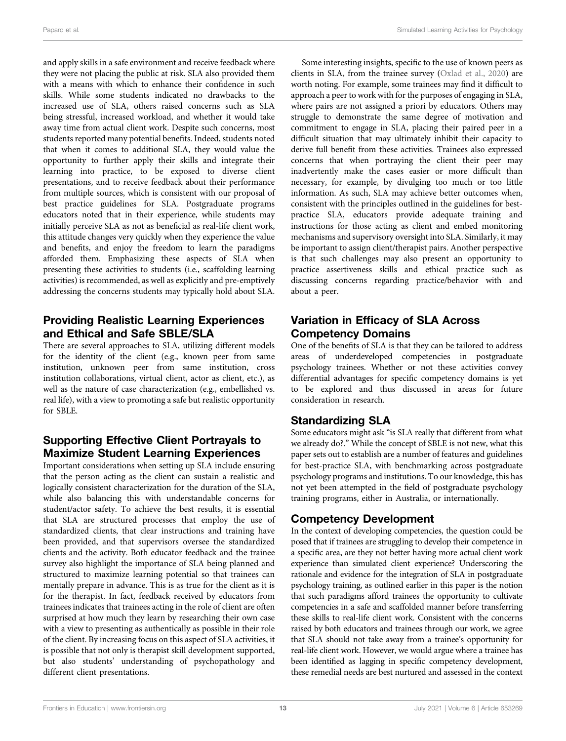and apply skills in a safe environment and receive feedback where they were not placing the public at risk. SLA also provided them with a means with which to enhance their confidence in such skills. While some students indicated no drawbacks to the increased use of SLA, others raised concerns such as SLA being stressful, increased workload, and whether it would take away time from actual client work. Despite such concerns, most students reported many potential benefits. Indeed, students noted that when it comes to additional SLA, they would value the opportunity to further apply their skills and integrate their learning into practice, to be exposed to diverse client presentations, and to receive feedback about their performance from multiple sources, which is consistent with our proposal of best practice guidelines for SLA. Postgraduate programs educators noted that in their experience, while students may initially perceive SLA as not as beneficial as real-life client work, this attitude changes very quickly when they experience the value and benefits, and enjoy the freedom to learn the paradigms afforded them. Emphasizing these aspects of SLA when presenting these activities to students (i.e., scaffolding learning activities) is recommended, as well as explicitly and pre-emptively addressing the concerns students may typically hold about SLA.

## Providing Realistic Learning Experiences and Ethical and Safe SBLE/SLA

There are several approaches to SLA, utilizing different models for the identity of the client (e.g., known peer from same institution, unknown peer from same institution, cross institution collaborations, virtual client, actor as client, etc.), as well as the nature of case characterization (e.g., embellished vs. real life), with a view to promoting a safe but realistic opportunity for SBLE.

## Supporting Effective Client Portrayals to Maximize Student Learning Experiences

Important considerations when setting up SLA include ensuring that the person acting as the client can sustain a realistic and logically consistent characterization for the duration of the SLA, while also balancing this with understandable concerns for student/actor safety. To achieve the best results, it is essential that SLA are structured processes that employ the use of standardized clients, that clear instructions and training have been provided, and that supervisors oversee the standardized clients and the activity. Both educator feedback and the trainee survey also highlight the importance of SLA being planned and structured to maximize learning potential so that trainees can mentally prepare in advance. This is as true for the client as it is for the therapist. In fact, feedback received by educators from trainees indicates that trainees acting in the role of client are often surprised at how much they learn by researching their own case with a view to presenting as authentically as possible in their role of the client. By increasing focus on this aspect of SLA activities, it is possible that not only is therapist skill development supported, but also students' understanding of psychopathology and different client presentations.

Some interesting insights, specific to the use of known peers as clients in SLA, from the trainee survey (Oxlad et al., 2020) are worth noting. For example, some trainees may find it difficult to approach a peer to work with for the purposes of engaging in SLA, where pairs are not assigned a priori by educators. Others may struggle to demonstrate the same degree of motivation and commitment to engage in SLA, placing their paired peer in a difficult situation that may ultimately inhibit their capacity to derive full benefit from these activities. Trainees also expressed concerns that when portraying the client their peer may inadvertently make the cases easier or more difficult than necessary, for example, by divulging too much or too little information. As such, SLA may achieve better outcomes when, consistent with the principles outlined in the guidelines for best-practice SLA, educators provide adequate training and instructions for those acting as client and embed monitoring mechanisms and supervisory oversight into SLA. Similarly, it may be important to assign client/therapist pairs. Another perspective is that such challenges may also present an opportunity to practice assertiveness skills and ethical practice such as discussing concerns regarding practice/behavior with and about a peer.

## Variation in Efficacy of SLA Across Competency Domains

One of the benefits of SLA is that they can be tailored to address areas of underdeveloped competencies in postgraduate psychology trainees. Whether or not these activities convey differential advantages for specific competency domains is yet to be explored and thus discussed in areas for future consideration in research.

## Standardizing SLA

Some educators might ask "is SLA really that different from what we already do?." While the concept of SBLE is not new, what this paper sets out to establish are a number of features and guidelines for best-practice SLA, with benchmarking across postgraduate psychology programs and institutions. To our knowledge, this has not yet been attempted in the field of postgraduate psychology training programs, either in Australia, or internationally.

## Competency Development

In the context of developing competencies, the question could be posed that if trainees are struggling to develop their competence in a specific area, are they not better having more actual client work experience than simulated client experience? Underscoring the rationale and evidence for the integration of SLA in postgraduate psychology training, as outlined earlier in this paper is the notion that such paradigms afford trainees the opportunity to cultivate competencies in a safe and scaffolded manner before transferring these skills to real-life client work. Consistent with the concerns raised by both educators and trainees through our work, we agree that SLA should not take away from a trainee's opportunity for real-life client work. However, we would argue where a trainee has been identified as lagging in specific competency development, these remedial needs are best nurtured and assessed in the context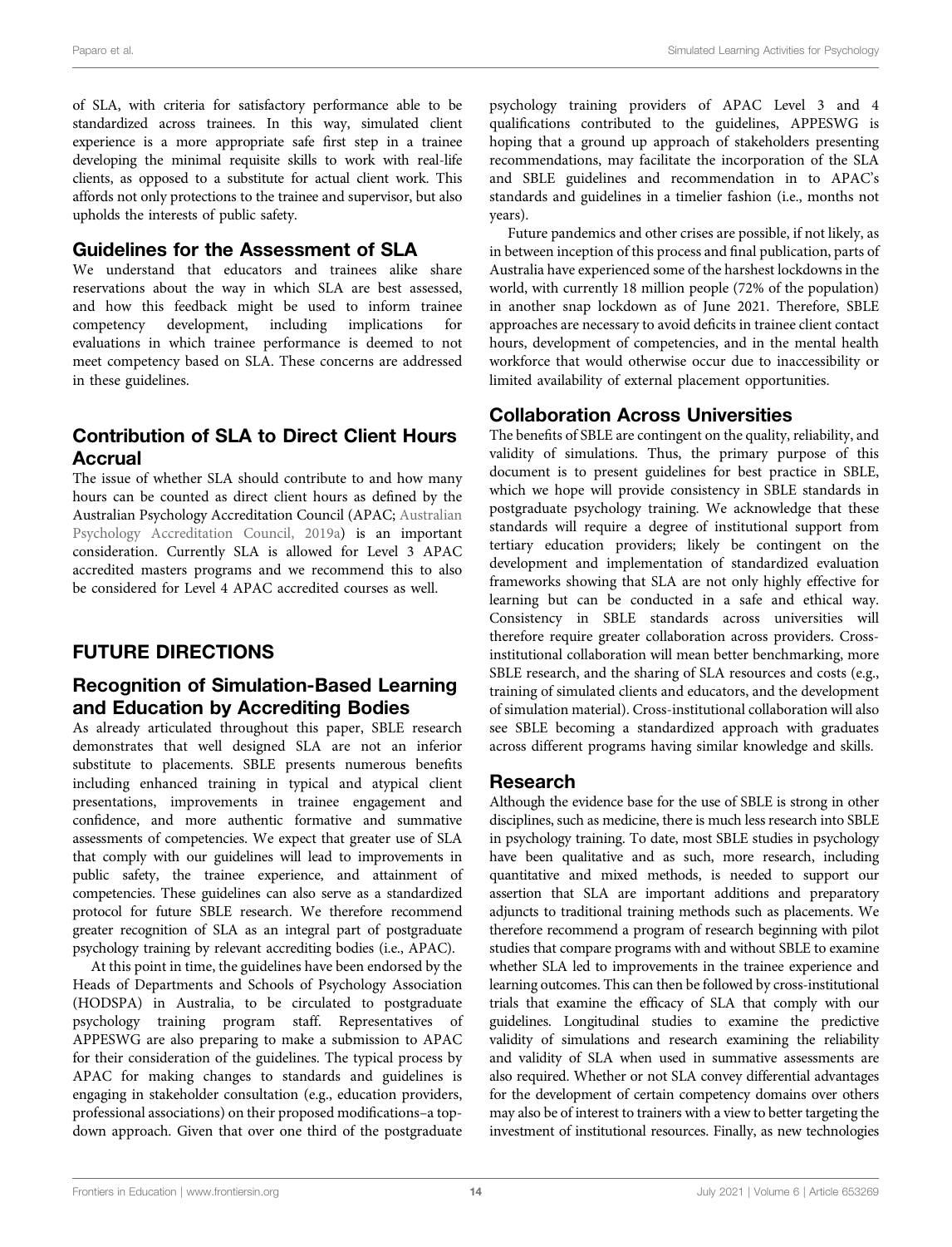of SLA, with criteria for satisfactory performance able to be standardized across trainees. In this way, simulated client experience is a more appropriate safe first step in a trainee developing the minimal requisite skills to work with real-life clients, as opposed to a substitute for actual client work. This affords not only protections to the trainee and supervisor, but also upholds the interests of public safety.

### Guidelines for the Assessment of SLA

We understand that educators and trainees alike share reservations about the way in which SLA are best assessed, and how this feedback might be used to inform trainee competency development, including implications for evaluations in which trainee performance is deemed to not meet competency based on SLA. These concerns are addressed in these guidelines.

### Contribution of SLA to Direct Client Hours Accrual

The issue of whether SLA should contribute to and how many hours can be counted as direct client hours as defined by the Australian Psychology Accreditation Council (APAC; Australian Psychology Accreditation Council, 2019a) is an important consideration. Currently SLA is allowed for Level 3 APAC accredited masters programs and we recommend this to also be considered for Level 4 APAC accredited courses as well.

## FUTURE DIRECTIONS

### Recognition of Simulation-Based Learning and Education by Accrediting Bodies

As already articulated throughout this paper, SBLE research demonstrates that well designed SLA are not an inferior substitute to placements. SBLE presents numerous benefits including enhanced training in typical and atypical client presentations, improvements in trainee engagement and confidence, and more authentic formative and summative assessments of competencies. We expect that greater use of SLA that comply with our guidelines will lead to improvements in public safety, the trainee experience, and attainment of competencies. These guidelines can also serve as a standardized protocol for future SBLE research. We therefore recommend greater recognition of SLA as an integral part of postgraduate psychology training by relevant accrediting bodies (i.e., APAC).

At this point in time, the guidelines have been endorsed by the Heads of Departments and Schools of Psychology Association (HODSPA) in Australia, to be circulated to postgraduate psychology training program staff. Representatives of APPESWG are also preparing to make a submission to APAC for their consideration of the guidelines. The typical process by APAC for making changes to standards and guidelines is engaging in stakeholder consultation (e.g., education providers, professional associations) on their proposed modifications–a top-down approach. Given that over one third of the postgraduate psychology training providers of APAC Level 3 and 4 qualifications contributed to the guidelines, APPESWG is hoping that a ground up approach of stakeholders presenting recommendations, may facilitate the incorporation of the SLA and SBLE guidelines and recommendation in to APAC's standards and guidelines in a timelier fashion (i.e., months not years).

Future pandemics and other crises are possible, if not likely, as in between inception of this process and final publication, parts of Australia have experienced some of the harshest lockdowns in the world, with currently 18 million people (72% of the population) in another snap lockdown as of June 2021. Therefore, SBLE approaches are necessary to avoid deficits in trainee client contact hours, development of competencies, and in the mental health workforce that would otherwise occur due to inaccessibility or limited availability of external placement opportunities.

### Collaboration Across Universities

The benefits of SBLE are contingent on the quality, reliability, and validity of simulations. Thus, the primary purpose of this document is to present guidelines for best practice in SBLE, which we hope will provide consistency in SBLE standards in postgraduate psychology training. We acknowledge that these standards will require a degree of institutional support from tertiary education providers; likely be contingent on the development and implementation of standardized evaluation frameworks showing that SLA are not only highly effective for learning but can be conducted in a safe and ethical way. Consistency in SBLE standards across universities will therefore require greater collaboration across providers. Cross-institutional collaboration will mean better benchmarking, more SBLE research, and the sharing of SLA resources and costs (e.g., training of simulated clients and educators, and the development of simulation material). Cross-institutional collaboration will also see SBLE becoming a standardized approach with graduates across different programs having similar knowledge and skills.

### Research

Although the evidence base for the use of SBLE is strong in other disciplines, such as medicine, there is much less research into SBLE in psychology training. To date, most SBLE studies in psychology have been qualitative and as such, more research, including quantitative and mixed methods, is needed to support our assertion that SLA are important additions and preparatory adjuncts to traditional training methods such as placements. We therefore recommend a program of research beginning with pilot studies that compare programs with and without SBLE to examine whether SLA led to improvements in the trainee experience and learning outcomes. This can then be followed by cross-institutional trials that examine the efficacy of SLA that comply with our guidelines. Longitudinal studies to examine the predictive validity of simulations and research examining the reliability and validity of SLA when used in summative assessments are also required. Whether or not SLA convey differential advantages for the development of certain competency domains over others may also be of interest to trainers with a view to better targeting the investment of institutional resources. Finally, as new technologies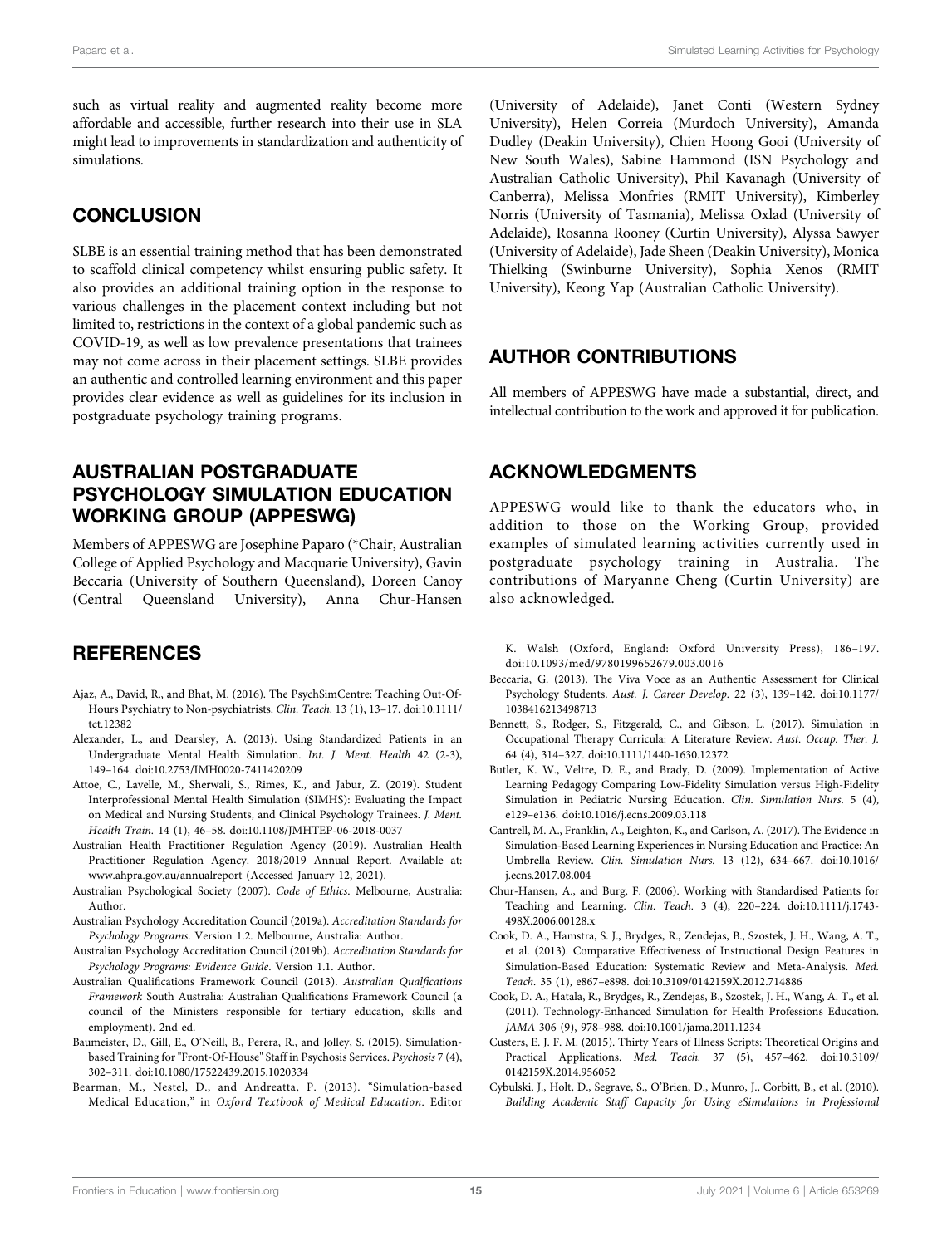such as virtual reality and augmented reality become more affordable and accessible, further research into their use in SLA might lead to improvements in standardization and authenticity of simulations.

## CONCLUSION

SLBE is an essential training method that has been demonstrated to scaffold clinical competency whilst ensuring public safety. It also provides an additional training option in the response to various challenges in the placement context including but not limited to, restrictions in the context of a global pandemic such as COVID-19, as well as low prevalence presentations that trainees may not come across in their placement settings. SLBE provides an authentic and controlled learning environment and this paper provides clear evidence as well as guidelines for its inclusion in postgraduate psychology training programs.

## AUSTRALIAN POSTGRADUATE PSYCHOLOGY SIMULATION EDUCATION WORKING GROUP (APPESWG)

Members of APPESWG are Josephine Paparo (*Chair, Australian College of Applied Psychology and Macquarie University), Gavin Beccaria (University of Southern Queensland), Doreen Canoy (Central Queensland University), Anna Chur-Hansen (University of Adelaide), Janet Conti (Western Sydney University), Helen Correia (Murdoch University), Amanda Dudley (Deakin University), Chien Hoong Gooi (University of New South Wales), Sabine Hammond (ISN Psychology and Australian Catholic University), Phil Kavanagh (University of Canberra), Melissa Monfries (RMIT University), Kimberley Norris (University of Tasmania), Melissa Oxlad (University of Adelaide), Rosanna Rooney (Curtin University), Alyssa Sawyer (University of Adelaide), Jade Sheen (Deakin University), Monica Thielking (Swinburne University), Sophia Xenos (RMIT University), Keong Yap (Australian Catholic University).

## AUTHOR CONTRIBUTIONS

All members of APPESWG have made a substantial, direct, and intellectual contribution to the work and approved it for publication.

## ACKNOWLEDGMENTS

APPESWG would like to thank the educators who, in addition to those on the Working Group, provided examples of simulated learning activities currently used in postgraduate psychology training in Australia. The contributions of Maryanne Cheng (Curtin University) are also acknowledged.

## REFERENCES

Ajaz, A., David, R., and Bhat, M. (2016). The PsychSimCentre: Teaching Out-Of-Hours Psychiatry to Non-psychiatrists. *Clin. Teach.* 13 (1), 13–17. doi:10.1111/tct.12382

Alexander, L., and Dearsley, A. (2013). Using Standardized Patients in an Undergraduate Mental Health Simulation. *Int. J. Ment. Health* 42 (2-3), 149–164. doi:10.2753/IMH0020-7411420209

Attoe, C., Lavelle, M., Sherwali, S., Rimes, K., and Jabur, Z. (2019). Student Interprofessional Mental Health Simulation (SIMHS): Evaluating the Impact on Medical and Nursing Students, and Clinical Psychology Trainees. *J. Ment. Health Train.* 14 (1), 46–58. doi:10.1108/JMHTEP-06-2018-0037

Australian Health Practitioner Regulation Agency (2019). Australian Health Practitioner Regulation Agency. 2018/2019 Annual Report. Available at: www.ahpra.gov.au/annualreport (Accessed January 12, 2021).

Australian Psychological Society (2007). *Code of Ethics*. Melbourne, Australia: Author.

Australian Psychology Accreditation Council (2019a). *Accreditation Standards for Psychology Programs*. Version 1.2. Melbourne, Australia: Author.

Australian Psychology Accreditation Council (2019b). *Accreditation Standards for Psychology Programs: Evidence Guide*. Version 1.1. Author.

Australian Qualifications Framework Council (2013). *Australian Qualfications Framework* South Australia: Australian Qualifications Framework Council (a council of the Ministers responsible for tertiary education, skills and employment). 2nd ed.

Baumeister, D., Gill, E., O'Neill, B., Perera, R., and Jolley, S. (2015). Simulation-based Training for "Front-Of-House" Staff in Psychosis Services. *Psychosis* 7 (4), 302–311. doi:10.1080/17522439.2015.1020334

Bearman, M., Nestel, D., and Andreatta, P. (2013). "Simulation-based Medical Education," in *Oxford Textbook of Medical Education*. Editor K. Walsh (Oxford, England: Oxford University Press), 186–197. doi:10.1093/med/9780199652679.003.0016

Beccaria, G. (2013). The Viva Voce as an Authentic Assessment for Clinical Psychology Students. *Aust. J. Career Develop.* 22 (3), 139–142. doi:10.1177/1038416213498713

Bennett, S., Rodger, S., Fitzgerald, C., and Gibson, L. (2017). Simulation in Occupational Therapy Curricula: A Literature Review. *Aust. Occup. Ther. J.* 64 (4), 314–327. doi:10.1111/1440-1630.12372

Butler, K. W., Veltre, D. E., and Brady, D. (2009). Implementation of Active Learning Pedagogy Comparing Low-Fidelity Simulation versus High-Fidelity Simulation in Pediatric Nursing Education. *Clin. Simulation Nurs.* 5 (4), e129–e136. doi:10.1016/j.ecns.2009.03.118

Cantrell, M. A., Franklin, A., Leighton, K., and Carlson, A. (2017). The Evidence in Simulation-Based Learning Experiences in Nursing Education and Practice: An Umbrella Review. *Clin. Simulation Nurs.* 13 (12), 634–667. doi:10.1016/j.ecns.2017.08.004

Chur-Hansen, A., and Burg, F. (2006). Working with Standardised Patients for Teaching and Learning. *Clin. Teach.* 3 (4), 220–224. doi:10.1111/j.1743-498X.2006.00128.x

Cook, D. A., Hamstra, S. J., Brydges, R., Zendejas, B., Szostek, J. H., Wang, A. T., et al. (2013). Comparative Effectiveness of Instructional Design Features in Simulation-Based Education: Systematic Review and Meta-Analysis. *Med. Teach.* 35 (1), e867–e898. doi:10.3109/0142159X.2012.714886

Cook, D. A., Hatala, R., Brydges, R., Zendejas, B., Szostek, J. H., Wang, A. T., et al. (2011). Technology-Enhanced Simulation for Health Professions Education. *JAMA* 306 (9), 978–988. doi:10.1001/jama.2011.1234

Custers, E. J. F. M. (2015). Thirty Years of Illness Scripts: Theoretical Origins and Practical Applications. *Med. Teach.* 37 (5), 457–462. doi:10.3109/0142159X.2014.956052

Cybulski, J., Holt, D., Segrave, S., O'Brien, D., Munro, J., Corbitt, B., et al. (2010). *Building Academic Staff Capacity for Using eSimulations in Professional*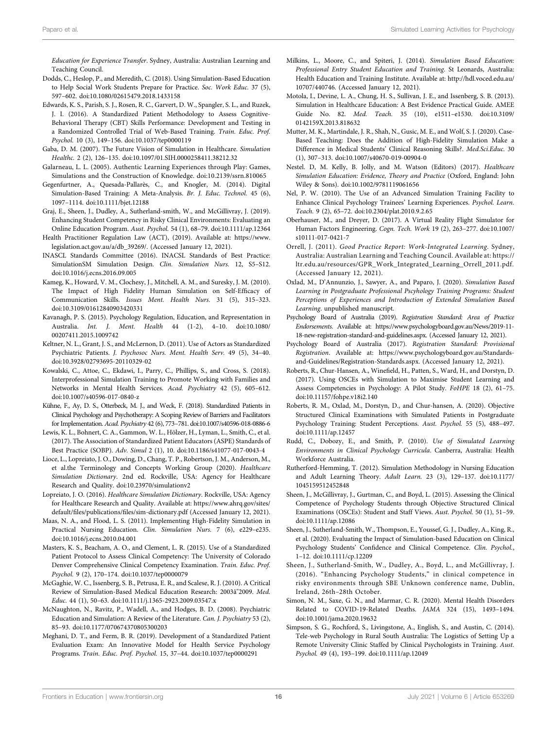*Education for Experience Transfer*. Sydney, Australia: Australian Learning and Teaching Council.

Dodds, C., Heslop, P., and Meredith, C. (2018). Using Simulation-Based Education to Help Social Work Students Prepare for Practice. *Soc. Work Educ.* 37 (5), 597–602. doi:10.1080/02615479.2018.1433158

Edwards, K. S., Parish, S. J., Rosen, R. C., Garvert, D. W., Spangler, S. L., and Ruzek, J. I. (2016). A Standardized Patient Methodology to Assess Cognitive-Behavioral Therapy (CBT) Skills Performance: Development and Testing in a Randomized Controlled Trial of Web-Based Training. *Train. Educ. Prof. Psychol.* 10 (3), 149–156. doi:10.1037/tep0000119

Gaba, D. M. (2007). The Future Vision of Simulation in Healthcare. *Simulation Healthc.* 2 (2), 126–135. doi:10.1097/01.SIH.0000258411.38212.32

Galarneau, L. L. (2005). Authentic Learning Experiences through Play: Games, Simulations and the Construction of Knowledge. doi:10.2139/ssrn.810065

Gegenfurtner, A., Quesada-Pallarès, C., and Knogler, M. (2014). Digital Simulation-Based Training: A Meta-Analysis. *Br. J. Educ. Technol.* 45 (6), 1097–1114. doi:10.1111/bjet.12188

Graj, E., Sheen, J., Dudley, A., Sutherland-smith, W., and McGillivray, J. (2019). Enhancing Student Competency in Risky Clinical Environments: Evaluating an Online Education Program. *Aust. Psychol.* 54 (1), 68–79. doi:10.1111/ap.12364

Health Practitioner Regulation Law (ACT), (2019). Available at: https://www.legislation.act.gov.au/a/db_39269/. (Accessed January 12, 2021).

INASCL Standards Committee (2016). INACSL Standards of Best Practice: SimulationSM Simulation Design. *Clin. Simulation Nurs.* 12, S5–S12. doi:10.1016/j.ecns.2016.09.005

Kameg, K., Howard, V. M., Clochesy, J., Mitchell, A. M., and Suresky, J. M. (2010). The Impact of High Fidelity Human Simulation on Self-Efficacy of Communication Skills. *Issues Ment. Health Nurs.* 31 (5), 315–323. doi:10.3109/01612840903420331

Kavanagh, P. S. (2015). Psychology Regulation, Education, and Representation in Australia. *Int. J. Ment. Health* 44 (1-2), 4–10. doi:10.1080/00207411.2015.1009742

Keltner, N. L., Grant, J. S., and McLernon, D. (2011). Use of Actors as Standardized Psychiatric Patients. *J. Psychosoc Nurs. Ment. Health Serv.* 49 (5), 34–40. doi:10.3928/02793695-20110329-02

Kowalski, C., Attoe, C., Ekdawi, I., Parry, C., Phillips, S., and Cross, S. (2018). Interprofessional Simulation Training to Promote Working with Families and Networks in Mental Health Services. *Acad. Psychiatry* 42 (5), 605–612. doi:10.1007/s40596-017-0840-z

Kühne, F., Ay, D. S., Otterbeck, M. J., and Weck, F. (2018). Standardized Patients in Clinical Psychology and Psychotherapy: A Scoping Review of Barriers and Facilitators for Implementation. *Acad. Psychiatry* 42 (6), 773–781. doi:10.1007/s40596-018-0886-6

Lewis, K. L., Bohnert, C. A., Gammon, W. L., Hölzer, H., Lyman, L., Smith, C., et al. (2017). The Association of Standardized Patient Educators (ASPE) Standards of Best Practice (SOBP). *Adv. Simul* 2 (1), 10. doi:10.1186/s41077-017-0043-4

Lioce, L., Lopreiato, J. O., Dowing, D., Chang, T. P., Robertson, J. M., Anderson, M., et al.the Terminology and Concepts Working Group (2020). *Healthcare Simulation Dictionary*. 2nd ed. Rockville, USA: Agency for Healthcare Research and Quality. doi:10.23970/simulationv2

Lopreiato, J. O. (2016). *Healthcare Simulation Dictionary*. Rockville, USA: Agency for Healthcare Research and Quality. Available at: https://www.ahrq.gov/sites/default/files/publications/files/sim-dictionary.pdf (Accessed January 12, 2021).

Maas, N. A., and Flood, L. S. (2011). Implementing High-Fidelity Simulation in Practical Nursing Education. *Clin. Simulation Nurs.* 7 (6), e229–e235. doi:10.1016/j.ecns.2010.04.001

Masters, K. S., Beacham, A. O., and Clement, L. R. (2015). Use of a Standardized Patient Protocol to Assess Clinical Competency: The University of Colorado Denver Comprehensive Clinical Competency Examination. *Train. Educ. Prof. Psychol.* 9 (2), 170–174. doi:10.1037/tep0000079

McGaghie, W. C., Issenberg, S. B., Petrusa, E. R., and Scalese, R. J. (2010). A Critical Review of Simulation-Based Medical Education Research: 2003â"2009. *Med. Educ.* 44 (1), 50–63. doi:10.1111/j.1365-2923.2009.03547.x

McNaughton, N., Ravitz, P., Wadell, A., and Hodges, B. D. (2008). Psychiatric Education and Simulation: A Review of the Literature. *Can. J. Psychiatry* 53 (2), 85–93. doi:10.1177/070674370805300203

Meghani, D. T., and Ferm, B. R. (2019). Development of a Standardized Patient Evaluation Exam: An Innovative Model for Health Service Psychology Programs. *Train. Educ. Prof. Psychol.* 15, 37–44. doi:10.1037/tep0000291

Milkins, L., Moore, C., and Spiteri, J. (2014). *Simulation Based Education: Professional Entry Student Education and Training*. St Leonards, Australia: Health Education and Training Institute. Available at: http://hdl.voced.edu.au/10707/440746. (Accessed January 12, 2021).

Motola, I., Devine, L. A., Chung, H. S., Sullivan, J. E., and Issenberg, S. B. (2013). Simulation in Healthcare Education: A Best Evidence Practical Guide. AMEE Guide No. 82. *Med. Teach.* 35 (10), e1511–e1530. doi:10.3109/0142159X.2013.818632

Mutter, M. K., Martindale, J. R., Shah, N., Gusic, M. E., and Wolf, S. J. (2020). Case-Based Teaching: Does the Addition of High-Fidelity Simulation Make a Difference in Medical Students' Clinical Reasoning Skills?. *Med.Sci.Educ.* 30 (1), 307–313. doi:10.1007/s40670-019-00904-0

Nestel. D, M. Kelly, B. Jolly, and M. Watson (Editors) (2017). *Healthcare Simulation Education: Evidence, Theory and Practice* (Oxford, England: John Wiley & Sons). doi:10.1002/9781119061656

Nel, P. W. (2010). The Use of an Advanced Simulation Training Facility to Enhance Clinical Psychology Trainees' Learning Experiences. *Psychol. Learn. Teach.* 9 (2), 65–72. doi:10.2304/plat.2010.9.2.65

Oberhauser, M., and Dreyer, D. (2017). A Virtual Reality Flight Simulator for Human Factors Engineering. *Cogn. Tech. Work* 19 (2), 263–277. doi:10.1007/s10111-017-0421-7

Orrell, J. (2011). *Good Practice Report: Work-Integrated Learning*. Sydney, Australia: Australian Learning and Teaching Council. Available at: https://ltr.edu.au/resources/GPR_Work_Integrated_Learning_Orrell_2011.pdf. (Accessed January 12, 2021).

Oxlad, M., D'Annunzio, J., Sawyer, A., and Paparo, J. (2020). *Simulation Based Learning in Postgraduate Professional Pscyhology Training Programs: Student Perceptions of Experiences and Introduction of Extended Simulation Based Learning*. unpublished manuscript.

Psychology Board of Australia (2019). *Registration Standard: Area of Practice Endorsements*. Available at: https://www.psychologyboard.gov.au/News/2019-11-18-new-registration-standard-and-guidelines.aspx. (Accessed January 12, 2021).

Psychology Board of Australia (2017). *Registration Standard: Provisional Registration*. Available at: https://www.psychologyboard.gov.au/Standards-and-Guidelines/Registration-Standards.aspx. (Accessed January 12, 2021).

Roberts, R., Chur-Hansen, A., Winefield, H., Patten, S., Ward, H., and Dorstyn, D. (2017). Using OSCEs with Simulation to Maximise Student Learning and Assess Competencies in Psychology: A Pilot Study. *FoHPE* 18 (2), 61–75. doi:10.11157/fohpe.v18i2.140

Roberts, R. M., Oxlad, M., Dorstyn, D., and Chur-hansen, A. (2020). Objective Structured Clinical Examinations with Simulated Patients in Postgraduate Psychology Training: Student Perceptions. *Aust. Psychol.* 55 (5), 488–497. doi:10.1111/ap.12457

Rudd, C., Dobozy, E., and Smith, P. (2010). *Use of Simulated Learning Environments in Clinical Psychology Curricula*. Canberra, Australia: Health Workforce Australia.

Rutherford-Hemming, T. (2012). Simulation Methodology in Nursing Education and Adult Learning Theory. *Adult Learn.* 23 (3), 129–137. doi:10.1177/1045159512452848

Sheen, J., McGillivray, J., Gurtman, C., and Boyd, L. (2015). Assessing the Clinical Competence of Psychology Students through Objective Structured Clinical Examinations (OSCEs): Student and Staff Views. *Aust. Psychol.* 50 (1), 51–59. doi:10.1111/ap.12086

Sheen, J., Sutherland-Smith, W., Thompson, E., Youssef, G. J., Dudley, A., King, R., et al. (2020). Evaluating the Impact of Simulation-based Education on Clinical Psychology Students' Confidence and Clinical Competence. *Clin. Psychol.*, 1–12. doi:10.1111/cp.12209

Sheen, J., Sutherland-Smith, W., Dudley, A., Boyd, L., and McGillivray, J. (2016). "Enhancing Psychology Students," in clinical competence in risky environments through SBE Unknown conference name, Dublin, Ireland, 26th–28th October.

Simon, N. M., Saxe, G. N., and Marmar, C. R. (2020). Mental Health Disorders Related to COVID-19-Related Deaths. *JAMA* 324 (15), 1493–1494. doi:10.1001/jama.2020.19632

Simpson, S. G., Rochford, S., Livingstone, A., English, S., and Austin, C. (2014). Tele-web Psychology in Rural South Australia: The Logistics of Setting Up a Remote University Clinic Staffed by Clinical Psychologists in Training. *Aust. Psychol.* 49 (4), 193–199. doi:10.1111/ap.12049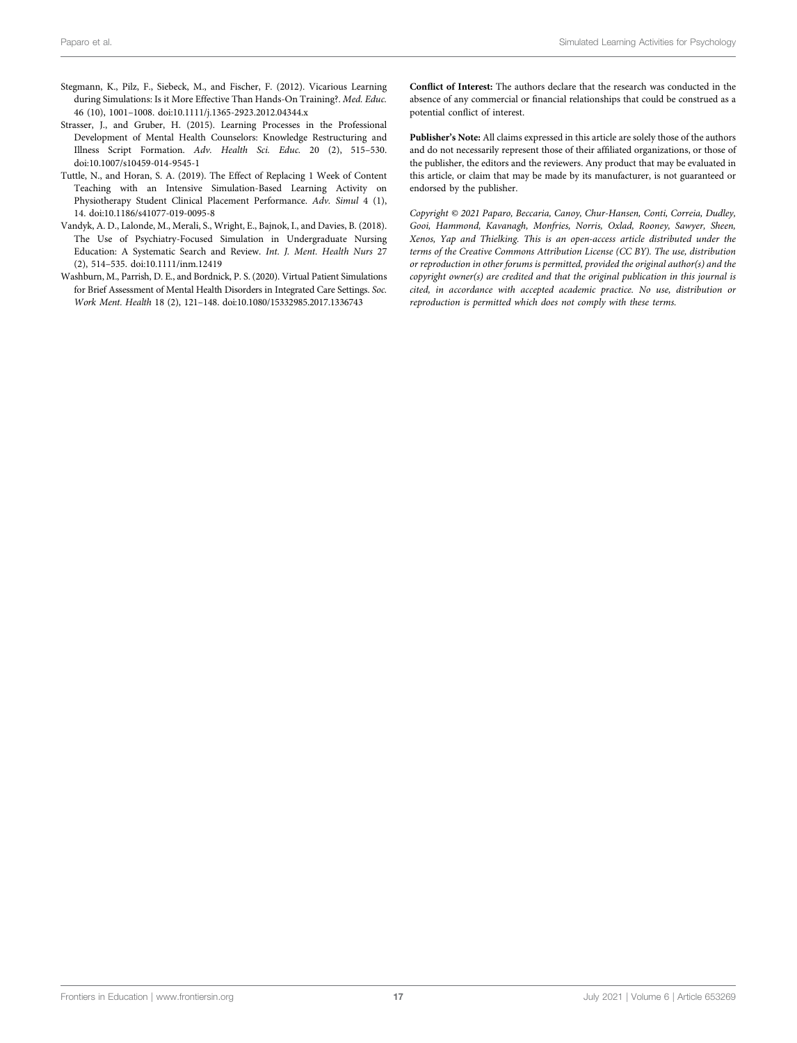Stegmann, K., Pilz, F., Siebeck, M., and Fischer, F. (2012). Vicarious Learning during Simulations: Is it More Effective Than Hands-On Training?. *Med. Educ.* 46 (10), 1001–1008. doi:10.1111/j.1365-2923.2012.04344.x

Strasser, J., and Gruber, H. (2015). Learning Processes in the Professional Development of Mental Health Counselors: Knowledge Restructuring and Illness Script Formation. *Adv. Health Sci. Educ.* 20 (2), 515–530. doi:10.1007/s10459-014-9545-1

Tuttle, N., and Horan, S. A. (2019). The Effect of Replacing 1 Week of Content Teaching with an Intensive Simulation-Based Learning Activity on Physiotherapy Student Clinical Placement Performance. *Adv. Simul* 4 (1), 14. doi:10.1186/s41077-019-0095-8

Vandyk, A. D., Lalonde, M., Merali, S., Wright, E., Bajnok, I., and Davies, B. (2018). The Use of Psychiatry-Focused Simulation in Undergraduate Nursing Education: A Systematic Search and Review. *Int. J. Ment. Health Nurs* 27 (2), 514–535. doi:10.1111/inm.12419

Washburn, M., Parrish, D. E., and Bordnick, P. S. (2020). Virtual Patient Simulations for Brief Assessment of Mental Health Disorders in Integrated Care Settings. *Soc. Work Ment. Health* 18 (2), 121–148. doi:10.1080/15332985.2017.1336743

**Conflict of Interest:** The authors declare that the research was conducted in the absence of any commercial or financial relationships that could be construed as a potential conflict of interest.

**Publisher's Note:** All claims expressed in this article are solely those of the authors and do not necessarily represent those of their affiliated organizations, or those of the publisher, the editors and the reviewers. Any product that may be evaluated in this article, or claim that may be made by its manufacturer, is not guaranteed or endorsed by the publisher.

*Copyright © 2021 Paparo, Beccaria, Canoy, Chur-Hansen, Conti, Correia, Dudley, Gooi, Hammond, Kavanagh, Monfries, Norris, Oxlad, Rooney, Sawyer, Sheen, Xenos, Yap and Thielking. This is an open-access article distributed under the terms of the Creative Commons Attribution License (CC BY). The use, distribution or reproduction in other forums is permitted, provided the original author(s) and the copyright owner(s) are credited and that the original publication in this journal is cited, in accordance with accepted academic practice. No use, distribution or reproduction is permitted which does not comply with these terms.*